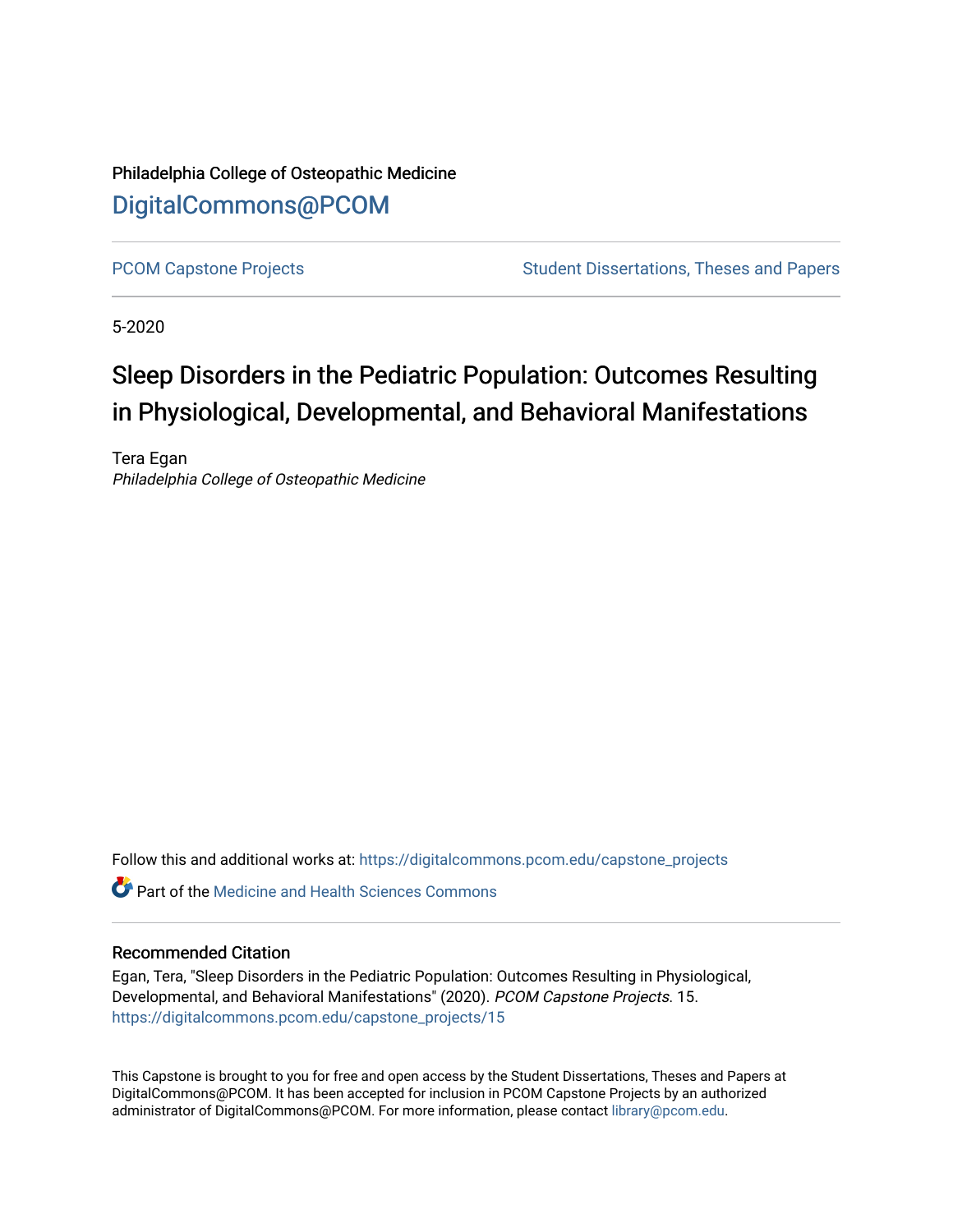Philadelphia College of Osteopathic Medicine

DigitalCommons@PCOM

PCOM Capstone Projects | Student Dissertations, Theses and Papers

5-2020

# Sleep Disorders in the Pediatric Population: Outcomes Resulting in Physiological, Developmental, and Behavioral Manifestations

Tera Egan
*Philadelphia College of Osteopathic Medicine*

Follow this and additional works at: https://digitalcommons.pcom.edu/capstone_projects

Part of the Medicine and Health Sciences Commons

## Recommended Citation

Egan, Tera, "Sleep Disorders in the Pediatric Population: Outcomes Resulting in Physiological, Developmental, and Behavioral Manifestations" (2020). *PCOM Capstone Projects*. 15.
https://digitalcommons.pcom.edu/capstone_projects/15

This Capstone is brought to you for free and open access by the Student Dissertations, Theses and Papers at DigitalCommons@PCOM. It has been accepted for inclusion in PCOM Capstone Projects by an authorized administrator of DigitalCommons@PCOM. For more information, please contact library@pcom.edu.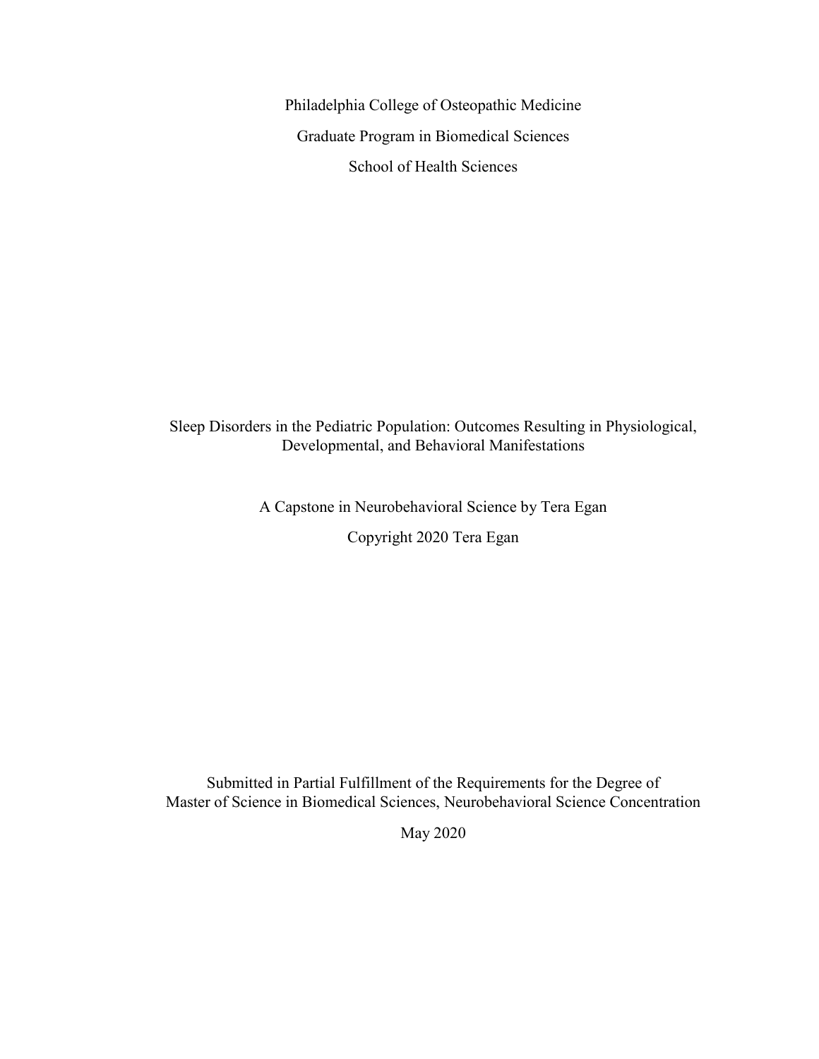Philadelphia College of Osteopathic Medicine

Graduate Program in Biomedical Sciences

School of Health Sciences

# Sleep Disorders in the Pediatric Population: Outcomes Resulting in Physiological, Developmental, and Behavioral Manifestations

A Capstone in Neurobehavioral Science by Tera Egan

Copyright 2020 Tera Egan

Submitted in Partial Fulfillment of the Requirements for the Degree of
Master of Science in Biomedical Sciences, Neurobehavioral Science Concentration

May 2020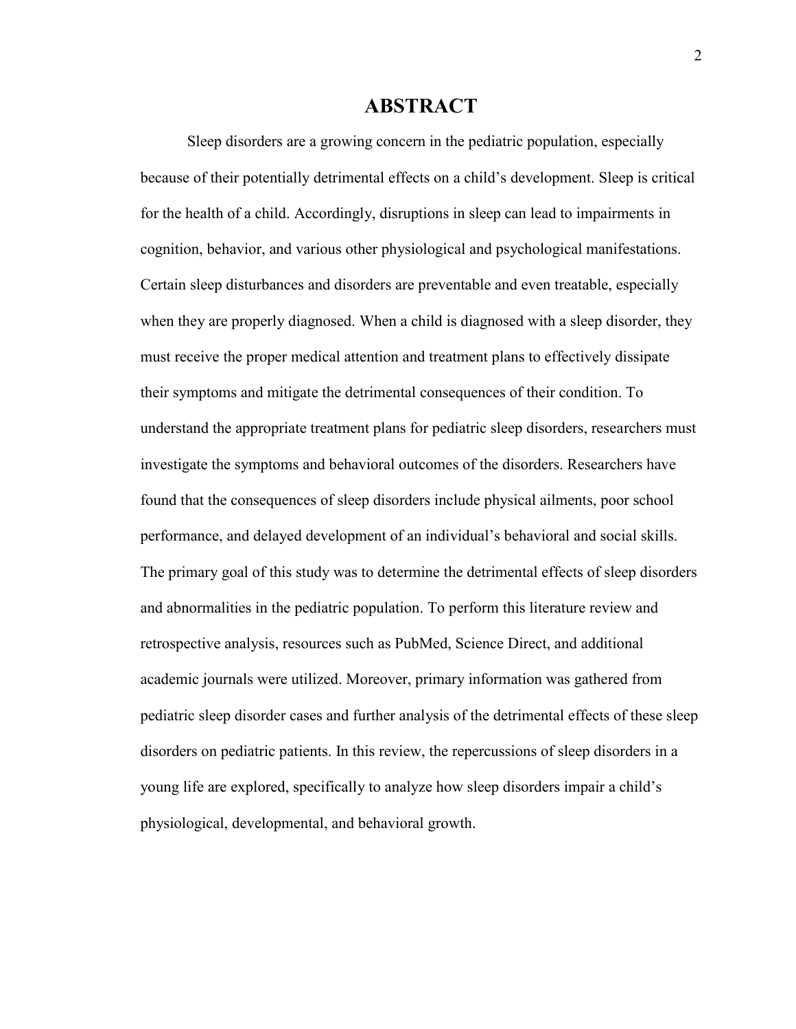# ABSTRACT

Sleep disorders are a growing concern in the pediatric population, especially because of their potentially detrimental effects on a child's development. Sleep is critical for the health of a child. Accordingly, disruptions in sleep can lead to impairments in cognition, behavior, and various other physiological and psychological manifestations. Certain sleep disturbances and disorders are preventable and even treatable, especially when they are properly diagnosed. When a child is diagnosed with a sleep disorder, they must receive the proper medical attention and treatment plans to effectively dissipate their symptoms and mitigate the detrimental consequences of their condition. To understand the appropriate treatment plans for pediatric sleep disorders, researchers must investigate the symptoms and behavioral outcomes of the disorders. Researchers have found that the consequences of sleep disorders include physical ailments, poor school performance, and delayed development of an individual's behavioral and social skills. The primary goal of this study was to determine the detrimental effects of sleep disorders and abnormalities in the pediatric population. To perform this literature review and retrospective analysis, resources such as PubMed, Science Direct, and additional academic journals were utilized. Moreover, primary information was gathered from pediatric sleep disorder cases and further analysis of the detrimental effects of these sleep disorders on pediatric patients. In this review, the repercussions of sleep disorders in a young life are explored, specifically to analyze how sleep disorders impair a child's physiological, developmental, and behavioral growth.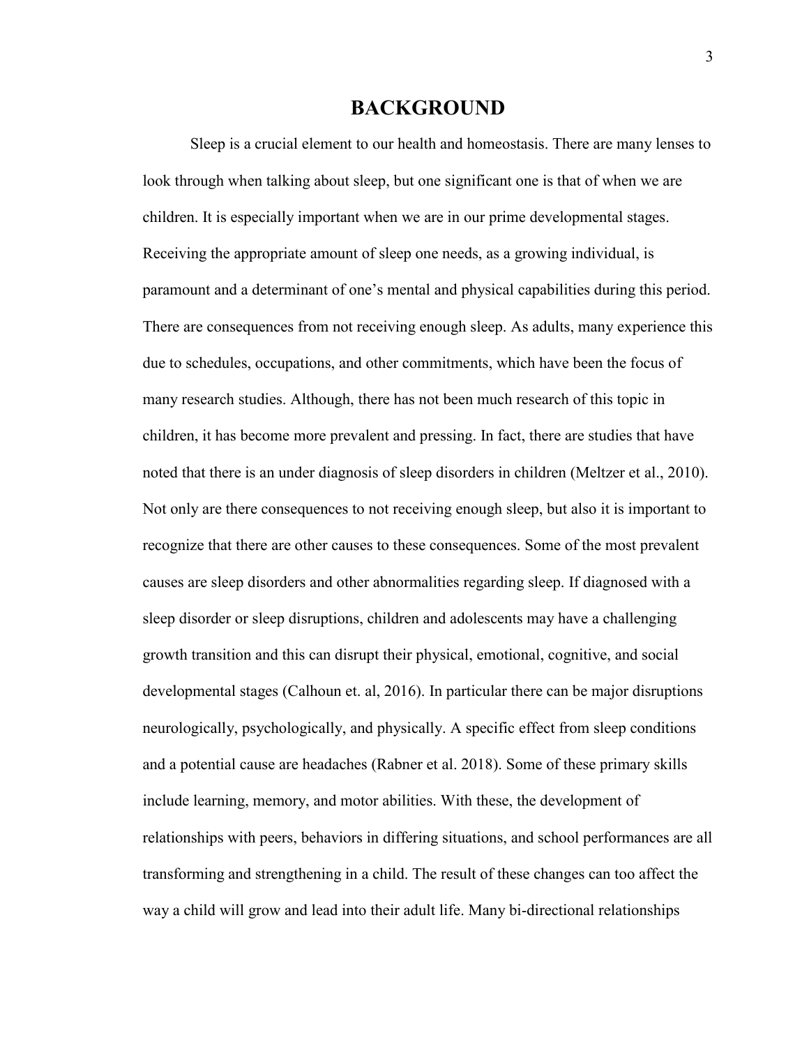# BACKGROUND

Sleep is a crucial element to our health and homeostasis. There are many lenses to look through when talking about sleep, but one significant one is that of when we are children. It is especially important when we are in our prime developmental stages. Receiving the appropriate amount of sleep one needs, as a growing individual, is paramount and a determinant of one's mental and physical capabilities during this period. There are consequences from not receiving enough sleep. As adults, many experience this due to schedules, occupations, and other commitments, which have been the focus of many research studies. Although, there has not been much research of this topic in children, it has become more prevalent and pressing. In fact, there are studies that have noted that there is an under diagnosis of sleep disorders in children (Meltzer et al., 2010). Not only are there consequences to not receiving enough sleep, but also it is important to recognize that there are other causes to these consequences. Some of the most prevalent causes are sleep disorders and other abnormalities regarding sleep. If diagnosed with a sleep disorder or sleep disruptions, children and adolescents may have a challenging growth transition and this can disrupt their physical, emotional, cognitive, and social developmental stages (Calhoun et. al, 2016). In particular there can be major disruptions neurologically, psychologically, and physically. A specific effect from sleep conditions and a potential cause are headaches (Rabner et al. 2018). Some of these primary skills include learning, memory, and motor abilities. With these, the development of relationships with peers, behaviors in differing situations, and school performances are all transforming and strengthening in a child. The result of these changes can too affect the way a child will grow and lead into their adult life. Many bi-directional relationships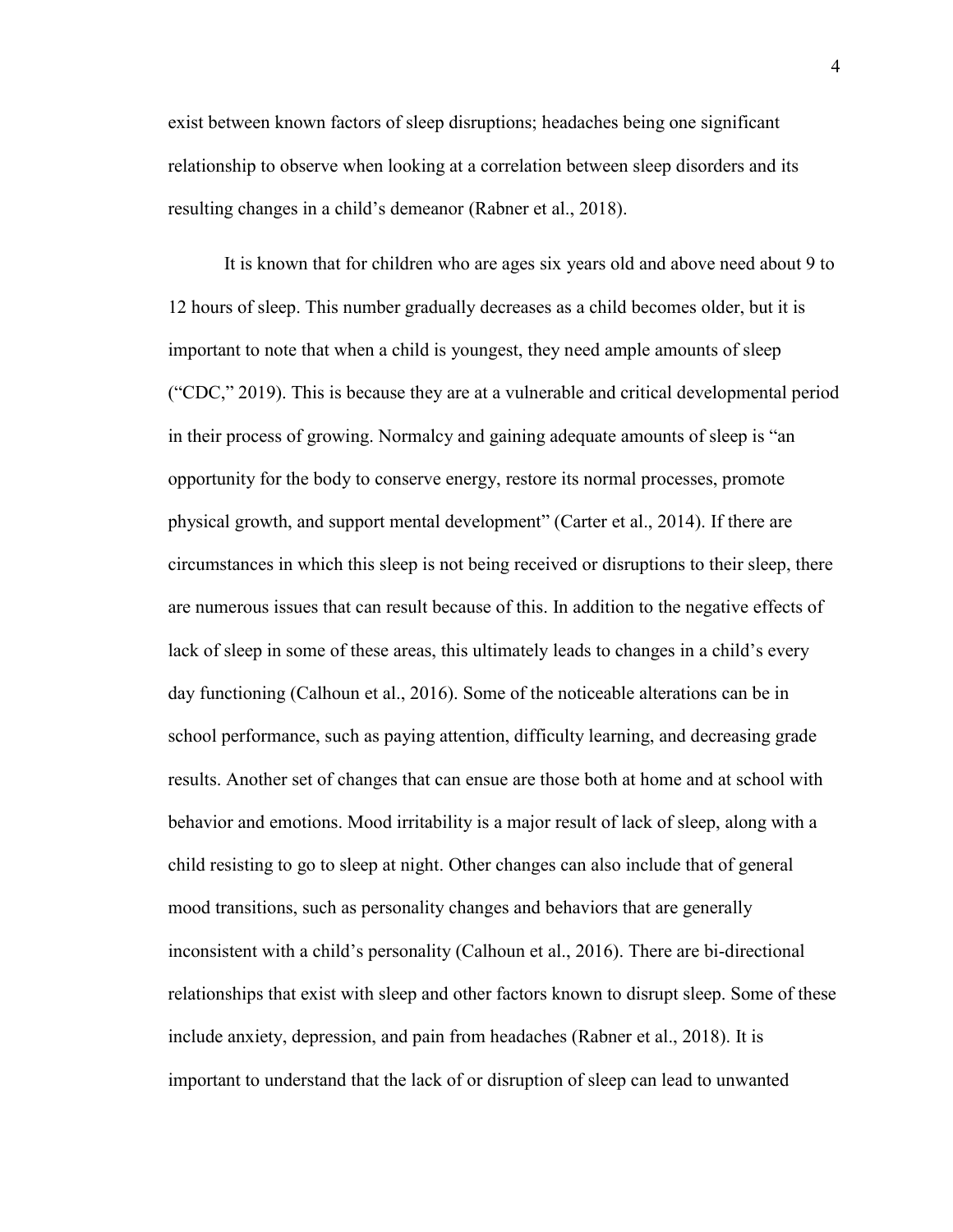exist between known factors of sleep disruptions; headaches being one significant relationship to observe when looking at a correlation between sleep disorders and its resulting changes in a child's demeanor (Rabner et al., 2018).

It is known that for children who are ages six years old and above need about 9 to 12 hours of sleep. This number gradually decreases as a child becomes older, but it is important to note that when a child is youngest, they need ample amounts of sleep ("CDC," 2019). This is because they are at a vulnerable and critical developmental period in their process of growing. Normalcy and gaining adequate amounts of sleep is "an opportunity for the body to conserve energy, restore its normal processes, promote physical growth, and support mental development" (Carter et al., 2014). If there are circumstances in which this sleep is not being received or disruptions to their sleep, there are numerous issues that can result because of this. In addition to the negative effects of lack of sleep in some of these areas, this ultimately leads to changes in a child's every day functioning (Calhoun et al., 2016). Some of the noticeable alterations can be in school performance, such as paying attention, difficulty learning, and decreasing grade results. Another set of changes that can ensue are those both at home and at school with behavior and emotions. Mood irritability is a major result of lack of sleep, along with a child resisting to go to sleep at night. Other changes can also include that of general mood transitions, such as personality changes and behaviors that are generally inconsistent with a child's personality (Calhoun et al., 2016). There are bi-directional relationships that exist with sleep and other factors known to disrupt sleep. Some of these include anxiety, depression, and pain from headaches (Rabner et al., 2018). It is important to understand that the lack of or disruption of sleep can lead to unwanted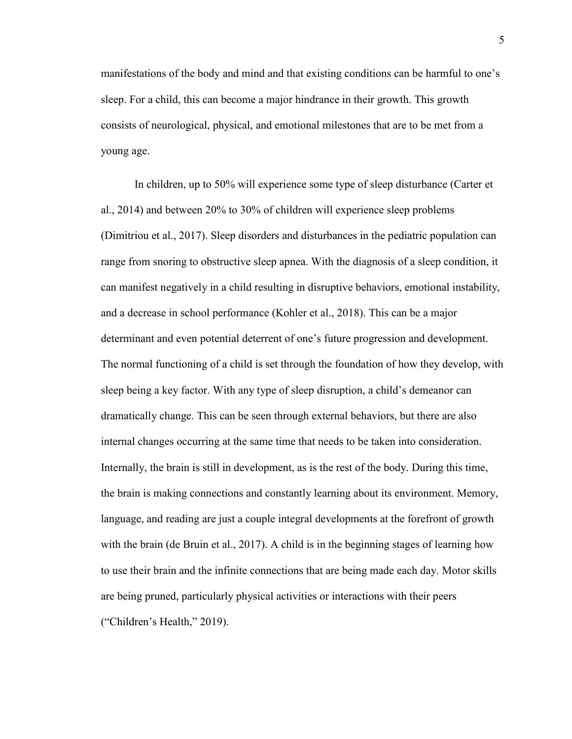manifestations of the body and mind and that existing conditions can be harmful to one's sleep. For a child, this can become a major hindrance in their growth. This growth consists of neurological, physical, and emotional milestones that are to be met from a young age.

In children, up to 50% will experience some type of sleep disturbance (Carter et al., 2014) and between 20% to 30% of children will experience sleep problems (Dimitriou et al., 2017). Sleep disorders and disturbances in the pediatric population can range from snoring to obstructive sleep apnea. With the diagnosis of a sleep condition, it can manifest negatively in a child resulting in disruptive behaviors, emotional instability, and a decrease in school performance (Kohler et al., 2018). This can be a major determinant and even potential deterrent of one's future progression and development. The normal functioning of a child is set through the foundation of how they develop, with sleep being a key factor. With any type of sleep disruption, a child's demeanor can dramatically change. This can be seen through external behaviors, but there are also internal changes occurring at the same time that needs to be taken into consideration. Internally, the brain is still in development, as is the rest of the body. During this time, the brain is making connections and constantly learning about its environment. Memory, language, and reading are just a couple integral developments at the forefront of growth with the brain (de Bruin et al., 2017). A child is in the beginning stages of learning how to use their brain and the infinite connections that are being made each day. Motor skills are being pruned, particularly physical activities or interactions with their peers ("Children's Health," 2019).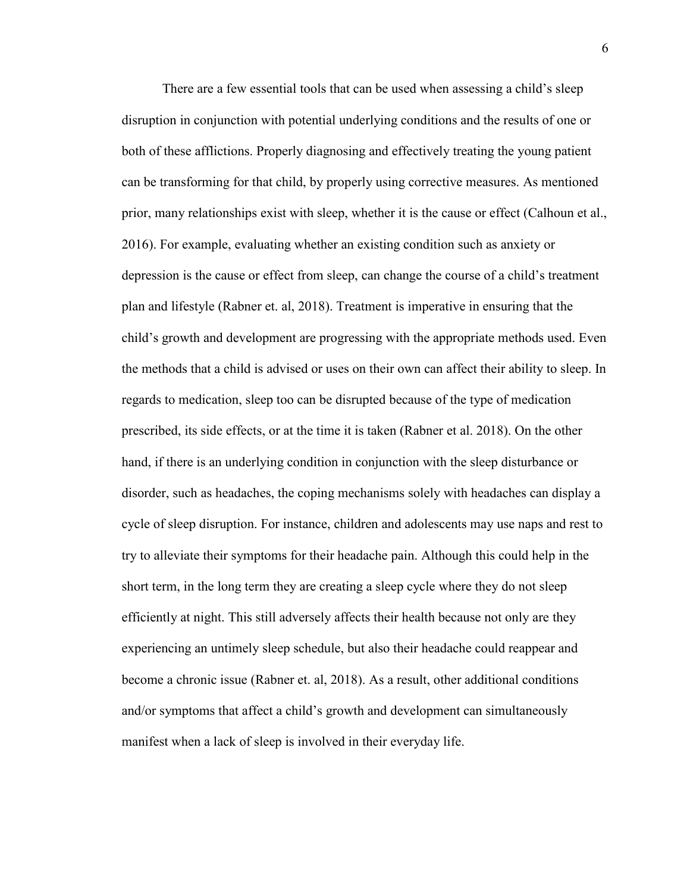There are a few essential tools that can be used when assessing a child's sleep disruption in conjunction with potential underlying conditions and the results of one or both of these afflictions. Properly diagnosing and effectively treating the young patient can be transforming for that child, by properly using corrective measures. As mentioned prior, many relationships exist with sleep, whether it is the cause or effect (Calhoun et al., 2016). For example, evaluating whether an existing condition such as anxiety or depression is the cause or effect from sleep, can change the course of a child's treatment plan and lifestyle (Rabner et. al, 2018). Treatment is imperative in ensuring that the child's growth and development are progressing with the appropriate methods used. Even the methods that a child is advised or uses on their own can affect their ability to sleep. In regards to medication, sleep too can be disrupted because of the type of medication prescribed, its side effects, or at the time it is taken (Rabner et al. 2018). On the other hand, if there is an underlying condition in conjunction with the sleep disturbance or disorder, such as headaches, the coping mechanisms solely with headaches can display a cycle of sleep disruption. For instance, children and adolescents may use naps and rest to try to alleviate their symptoms for their headache pain. Although this could help in the short term, in the long term they are creating a sleep cycle where they do not sleep efficiently at night. This still adversely affects their health because not only are they experiencing an untimely sleep schedule, but also their headache could reappear and become a chronic issue (Rabner et. al, 2018). As a result, other additional conditions and/or symptoms that affect a child's growth and development can simultaneously manifest when a lack of sleep is involved in their everyday life.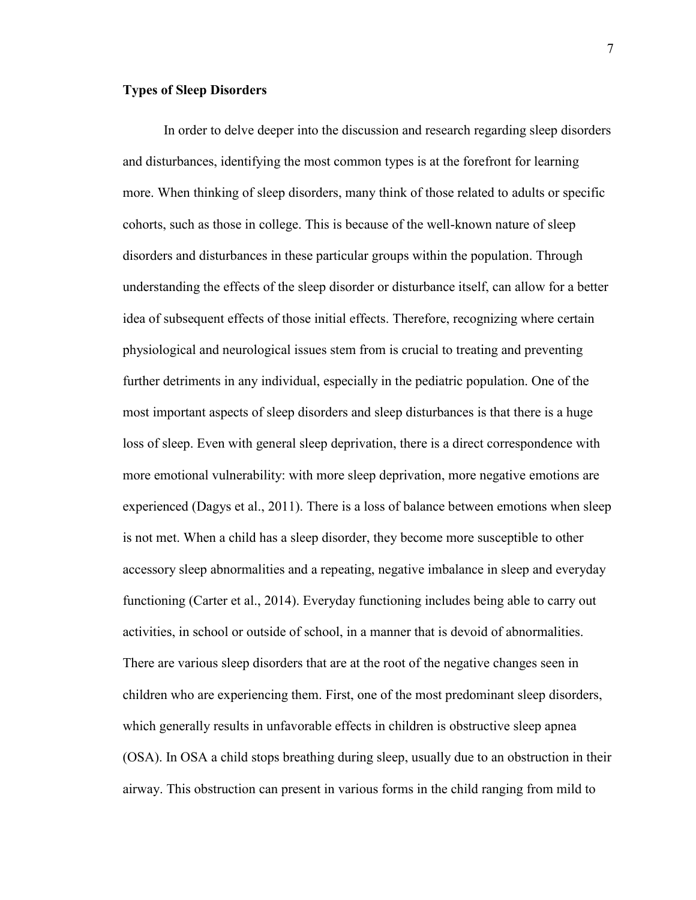**Types of Sleep Disorders**

In order to delve deeper into the discussion and research regarding sleep disorders and disturbances, identifying the most common types is at the forefront for learning more. When thinking of sleep disorders, many think of those related to adults or specific cohorts, such as those in college. This is because of the well-known nature of sleep disorders and disturbances in these particular groups within the population. Through understanding the effects of the sleep disorder or disturbance itself, can allow for a better idea of subsequent effects of those initial effects. Therefore, recognizing where certain physiological and neurological issues stem from is crucial to treating and preventing further detriments in any individual, especially in the pediatric population. One of the most important aspects of sleep disorders and sleep disturbances is that there is a huge loss of sleep. Even with general sleep deprivation, there is a direct correspondence with more emotional vulnerability: with more sleep deprivation, more negative emotions are experienced (Dagys et al., 2011). There is a loss of balance between emotions when sleep is not met. When a child has a sleep disorder, they become more susceptible to other accessory sleep abnormalities and a repeating, negative imbalance in sleep and everyday functioning (Carter et al., 2014). Everyday functioning includes being able to carry out activities, in school or outside of school, in a manner that is devoid of abnormalities. There are various sleep disorders that are at the root of the negative changes seen in children who are experiencing them. First, one of the most predominant sleep disorders, which generally results in unfavorable effects in children is obstructive sleep apnea (OSA). In OSA a child stops breathing during sleep, usually due to an obstruction in their airway. This obstruction can present in various forms in the child ranging from mild to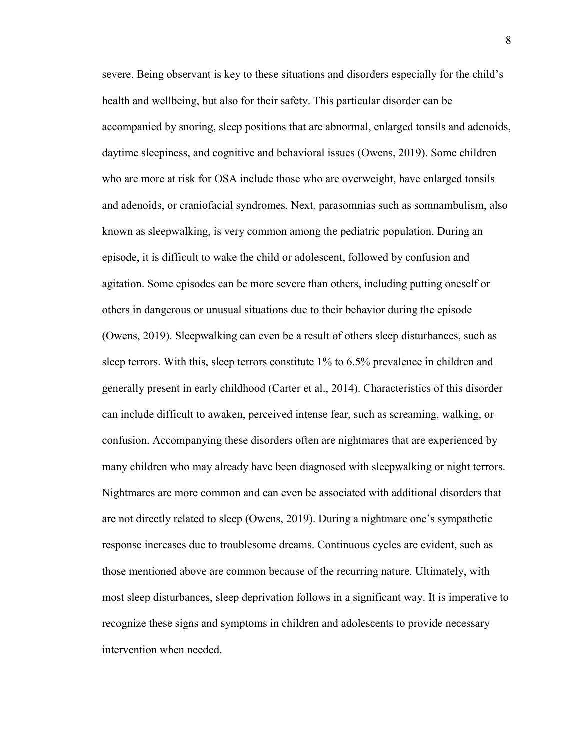severe. Being observant is key to these situations and disorders especially for the child's health and wellbeing, but also for their safety. This particular disorder can be accompanied by snoring, sleep positions that are abnormal, enlarged tonsils and adenoids, daytime sleepiness, and cognitive and behavioral issues (Owens, 2019). Some children who are more at risk for OSA include those who are overweight, have enlarged tonsils and adenoids, or craniofacial syndromes. Next, parasomnias such as somnambulism, also known as sleepwalking, is very common among the pediatric population. During an episode, it is difficult to wake the child or adolescent, followed by confusion and agitation. Some episodes can be more severe than others, including putting oneself or others in dangerous or unusual situations due to their behavior during the episode (Owens, 2019). Sleepwalking can even be a result of others sleep disturbances, such as sleep terrors. With this, sleep terrors constitute 1% to 6.5% prevalence in children and generally present in early childhood (Carter et al., 2014). Characteristics of this disorder can include difficult to awaken, perceived intense fear, such as screaming, walking, or confusion. Accompanying these disorders often are nightmares that are experienced by many children who may already have been diagnosed with sleepwalking or night terrors. Nightmares are more common and can even be associated with additional disorders that are not directly related to sleep (Owens, 2019). During a nightmare one's sympathetic response increases due to troublesome dreams. Continuous cycles are evident, such as those mentioned above are common because of the recurring nature. Ultimately, with most sleep disturbances, sleep deprivation follows in a significant way. It is imperative to recognize these signs and symptoms in children and adolescents to provide necessary intervention when needed.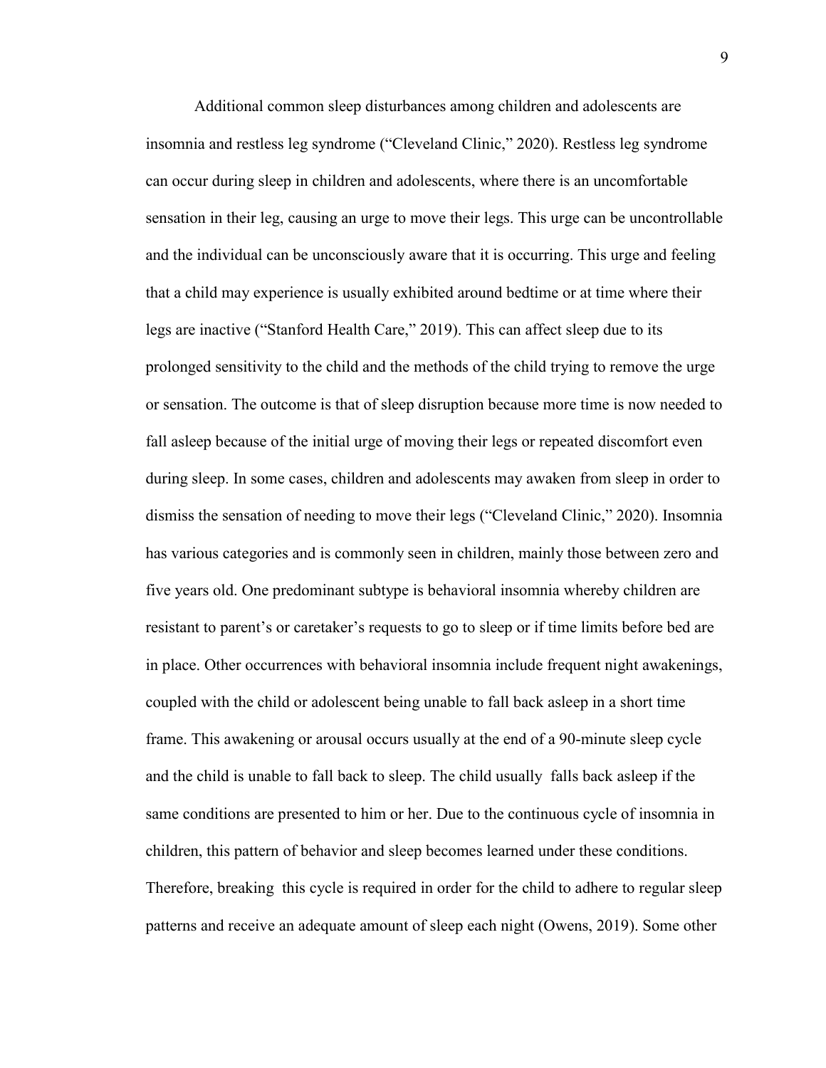Additional common sleep disturbances among children and adolescents are insomnia and restless leg syndrome ("Cleveland Clinic," 2020). Restless leg syndrome can occur during sleep in children and adolescents, where there is an uncomfortable sensation in their leg, causing an urge to move their legs. This urge can be uncontrollable and the individual can be unconsciously aware that it is occurring. This urge and feeling that a child may experience is usually exhibited around bedtime or at time where their legs are inactive ("Stanford Health Care," 2019). This can affect sleep due to its prolonged sensitivity to the child and the methods of the child trying to remove the urge or sensation. The outcome is that of sleep disruption because more time is now needed to fall asleep because of the initial urge of moving their legs or repeated discomfort even during sleep. In some cases, children and adolescents may awaken from sleep in order to dismiss the sensation of needing to move their legs ("Cleveland Clinic," 2020). Insomnia has various categories and is commonly seen in children, mainly those between zero and five years old. One predominant subtype is behavioral insomnia whereby children are resistant to parent's or caretaker's requests to go to sleep or if time limits before bed are in place. Other occurrences with behavioral insomnia include frequent night awakenings, coupled with the child or adolescent being unable to fall back asleep in a short time frame. This awakening or arousal occurs usually at the end of a 90-minute sleep cycle and the child is unable to fall back to sleep. The child usually falls back asleep if the same conditions are presented to him or her. Due to the continuous cycle of insomnia in children, this pattern of behavior and sleep becomes learned under these conditions. Therefore, breaking this cycle is required in order for the child to adhere to regular sleep patterns and receive an adequate amount of sleep each night (Owens, 2019). Some other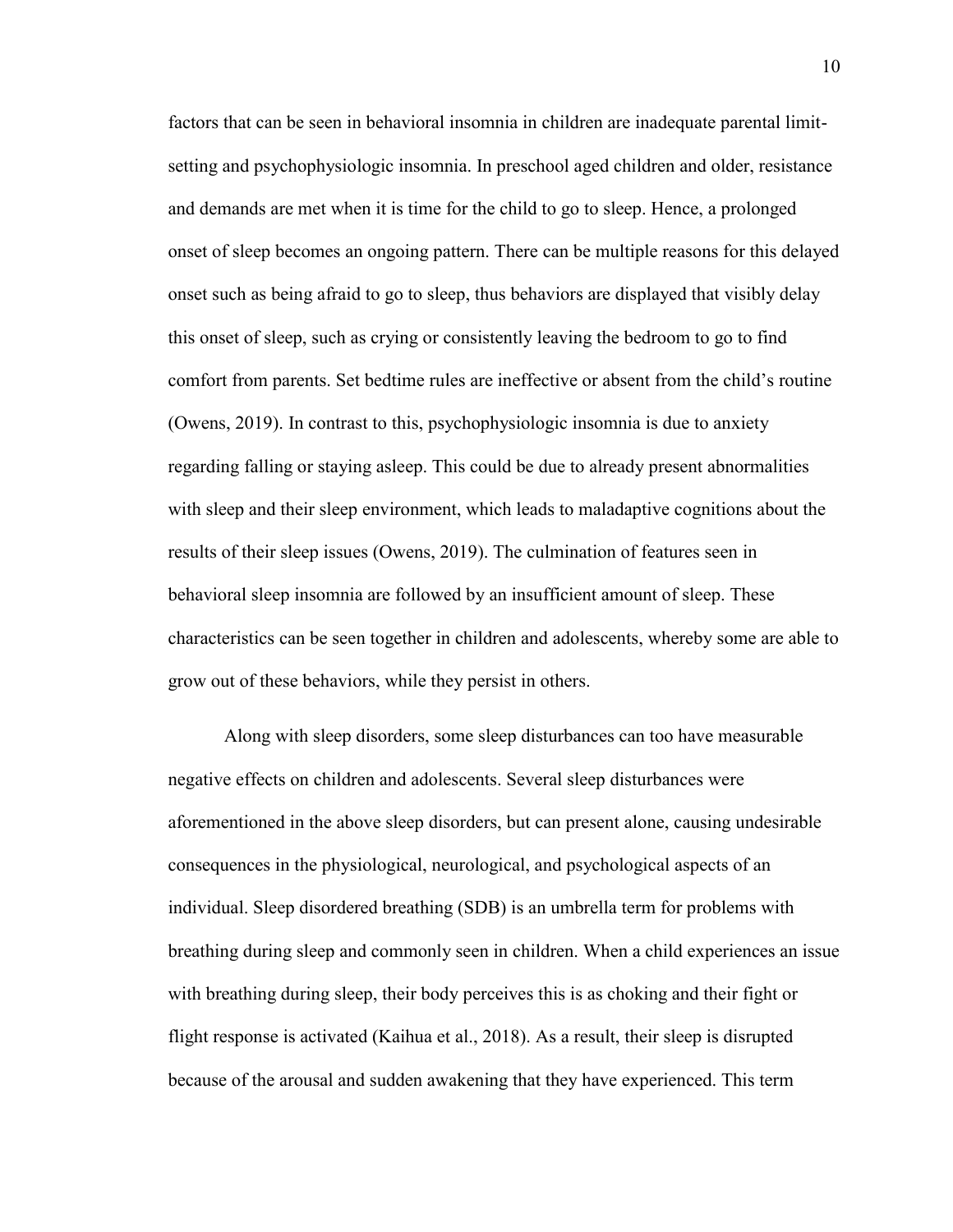factors that can be seen in behavioral insomnia in children are inadequate parental limit-setting and psychophysiologic insomnia. In preschool aged children and older, resistance and demands are met when it is time for the child to go to sleep. Hence, a prolonged onset of sleep becomes an ongoing pattern. There can be multiple reasons for this delayed onset such as being afraid to go to sleep, thus behaviors are displayed that visibly delay this onset of sleep, such as crying or consistently leaving the bedroom to go to find comfort from parents. Set bedtime rules are ineffective or absent from the child's routine (Owens, 2019). In contrast to this, psychophysiologic insomnia is due to anxiety regarding falling or staying asleep. This could be due to already present abnormalities with sleep and their sleep environment, which leads to maladaptive cognitions about the results of their sleep issues (Owens, 2019). The culmination of features seen in behavioral sleep insomnia are followed by an insufficient amount of sleep. These characteristics can be seen together in children and adolescents, whereby some are able to grow out of these behaviors, while they persist in others.

Along with sleep disorders, some sleep disturbances can too have measurable negative effects on children and adolescents. Several sleep disturbances were aforementioned in the above sleep disorders, but can present alone, causing undesirable consequences in the physiological, neurological, and psychological aspects of an individual. Sleep disordered breathing (SDB) is an umbrella term for problems with breathing during sleep and commonly seen in children. When a child experiences an issue with breathing during sleep, their body perceives this is as choking and their fight or flight response is activated (Kaihua et al., 2018). As a result, their sleep is disrupted because of the arousal and sudden awakening that they have experienced. This term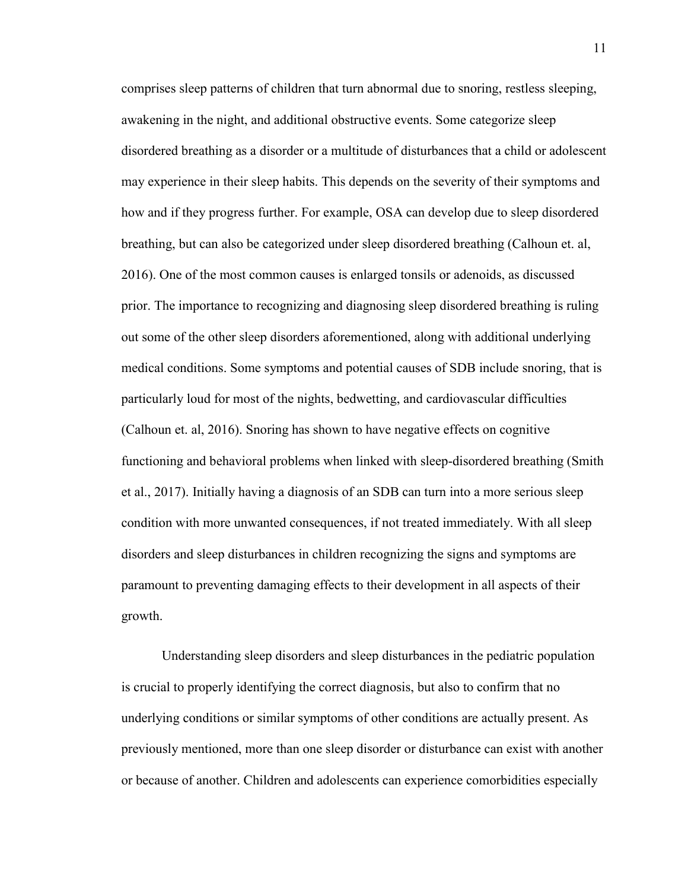comprises sleep patterns of children that turn abnormal due to snoring, restless sleeping, awakening in the night, and additional obstructive events. Some categorize sleep disordered breathing as a disorder or a multitude of disturbances that a child or adolescent may experience in their sleep habits. This depends on the severity of their symptoms and how and if they progress further. For example, OSA can develop due to sleep disordered breathing, but can also be categorized under sleep disordered breathing (Calhoun et. al, 2016). One of the most common causes is enlarged tonsils or adenoids, as discussed prior. The importance to recognizing and diagnosing sleep disordered breathing is ruling out some of the other sleep disorders aforementioned, along with additional underlying medical conditions. Some symptoms and potential causes of SDB include snoring, that is particularly loud for most of the nights, bedwetting, and cardiovascular difficulties (Calhoun et. al, 2016). Snoring has shown to have negative effects on cognitive functioning and behavioral problems when linked with sleep-disordered breathing (Smith et al., 2017). Initially having a diagnosis of an SDB can turn into a more serious sleep condition with more unwanted consequences, if not treated immediately. With all sleep disorders and sleep disturbances in children recognizing the signs and symptoms are paramount to preventing damaging effects to their development in all aspects of their growth.

Understanding sleep disorders and sleep disturbances in the pediatric population is crucial to properly identifying the correct diagnosis, but also to confirm that no underlying conditions or similar symptoms of other conditions are actually present. As previously mentioned, more than one sleep disorder or disturbance can exist with another or because of another. Children and adolescents can experience comorbidities especially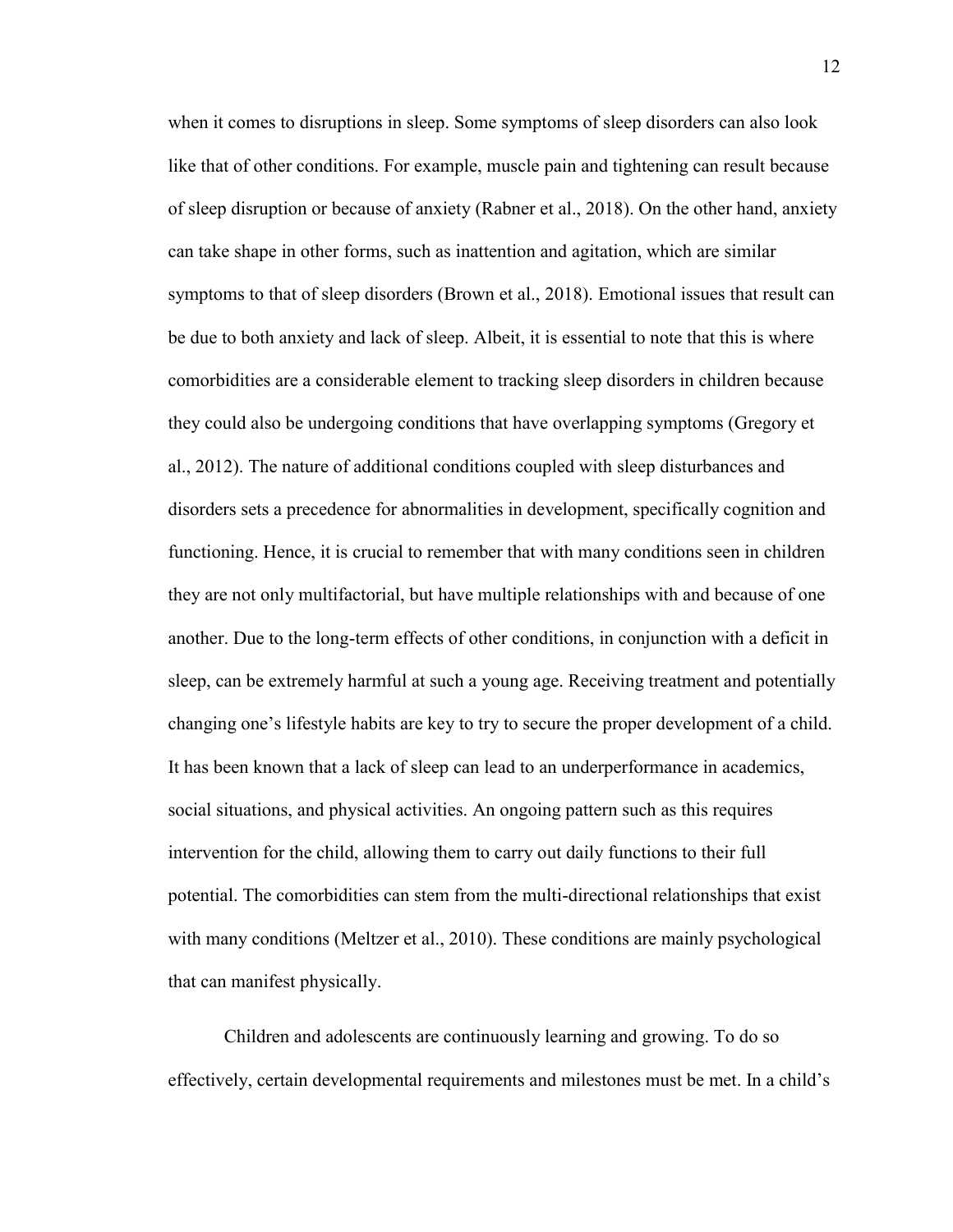when it comes to disruptions in sleep. Some symptoms of sleep disorders can also look like that of other conditions. For example, muscle pain and tightening can result because of sleep disruption or because of anxiety (Rabner et al., 2018). On the other hand, anxiety can take shape in other forms, such as inattention and agitation, which are similar symptoms to that of sleep disorders (Brown et al., 2018). Emotional issues that result can be due to both anxiety and lack of sleep. Albeit, it is essential to note that this is where comorbidities are a considerable element to tracking sleep disorders in children because they could also be undergoing conditions that have overlapping symptoms (Gregory et al., 2012). The nature of additional conditions coupled with sleep disturbances and disorders sets a precedence for abnormalities in development, specifically cognition and functioning. Hence, it is crucial to remember that with many conditions seen in children they are not only multifactorial, but have multiple relationships with and because of one another. Due to the long-term effects of other conditions, in conjunction with a deficit in sleep, can be extremely harmful at such a young age. Receiving treatment and potentially changing one's lifestyle habits are key to try to secure the proper development of a child. It has been known that a lack of sleep can lead to an underperformance in academics, social situations, and physical activities. An ongoing pattern such as this requires intervention for the child, allowing them to carry out daily functions to their full potential. The comorbidities can stem from the multi-directional relationships that exist with many conditions (Meltzer et al., 2010). These conditions are mainly psychological that can manifest physically.

Children and adolescents are continuously learning and growing. To do so effectively, certain developmental requirements and milestones must be met. In a child's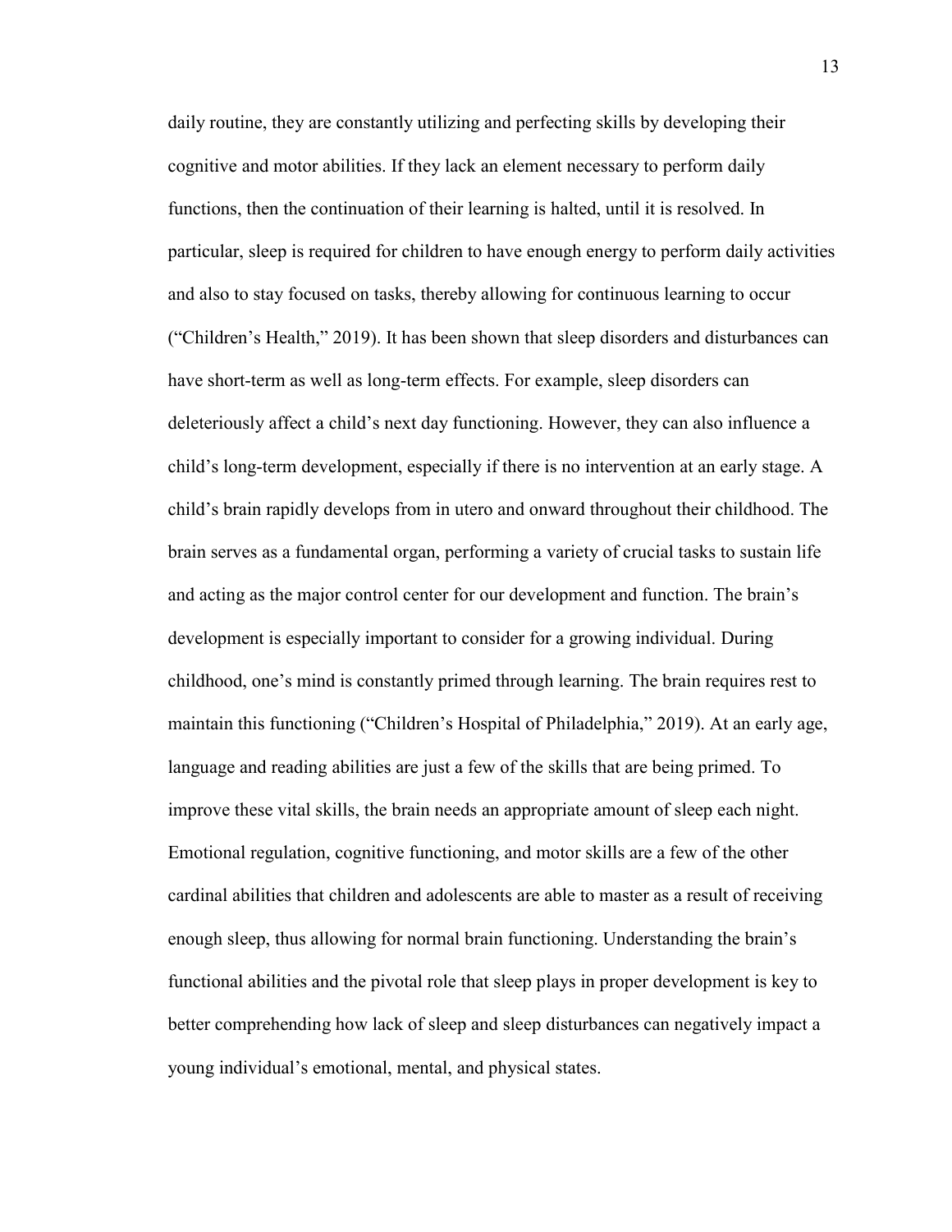daily routine, they are constantly utilizing and perfecting skills by developing their cognitive and motor abilities. If they lack an element necessary to perform daily functions, then the continuation of their learning is halted, until it is resolved. In particular, sleep is required for children to have enough energy to perform daily activities and also to stay focused on tasks, thereby allowing for continuous learning to occur ("Children's Health," 2019). It has been shown that sleep disorders and disturbances can have short-term as well as long-term effects. For example, sleep disorders can deleteriously affect a child's next day functioning. However, they can also influence a child's long-term development, especially if there is no intervention at an early stage. A child's brain rapidly develops from in utero and onward throughout their childhood. The brain serves as a fundamental organ, performing a variety of crucial tasks to sustain life and acting as the major control center for our development and function. The brain's development is especially important to consider for a growing individual. During childhood, one's mind is constantly primed through learning. The brain requires rest to maintain this functioning ("Children's Hospital of Philadelphia," 2019). At an early age, language and reading abilities are just a few of the skills that are being primed. To improve these vital skills, the brain needs an appropriate amount of sleep each night. Emotional regulation, cognitive functioning, and motor skills are a few of the other cardinal abilities that children and adolescents are able to master as a result of receiving enough sleep, thus allowing for normal brain functioning. Understanding the brain's functional abilities and the pivotal role that sleep plays in proper development is key to better comprehending how lack of sleep and sleep disturbances can negatively impact a young individual's emotional, mental, and physical states.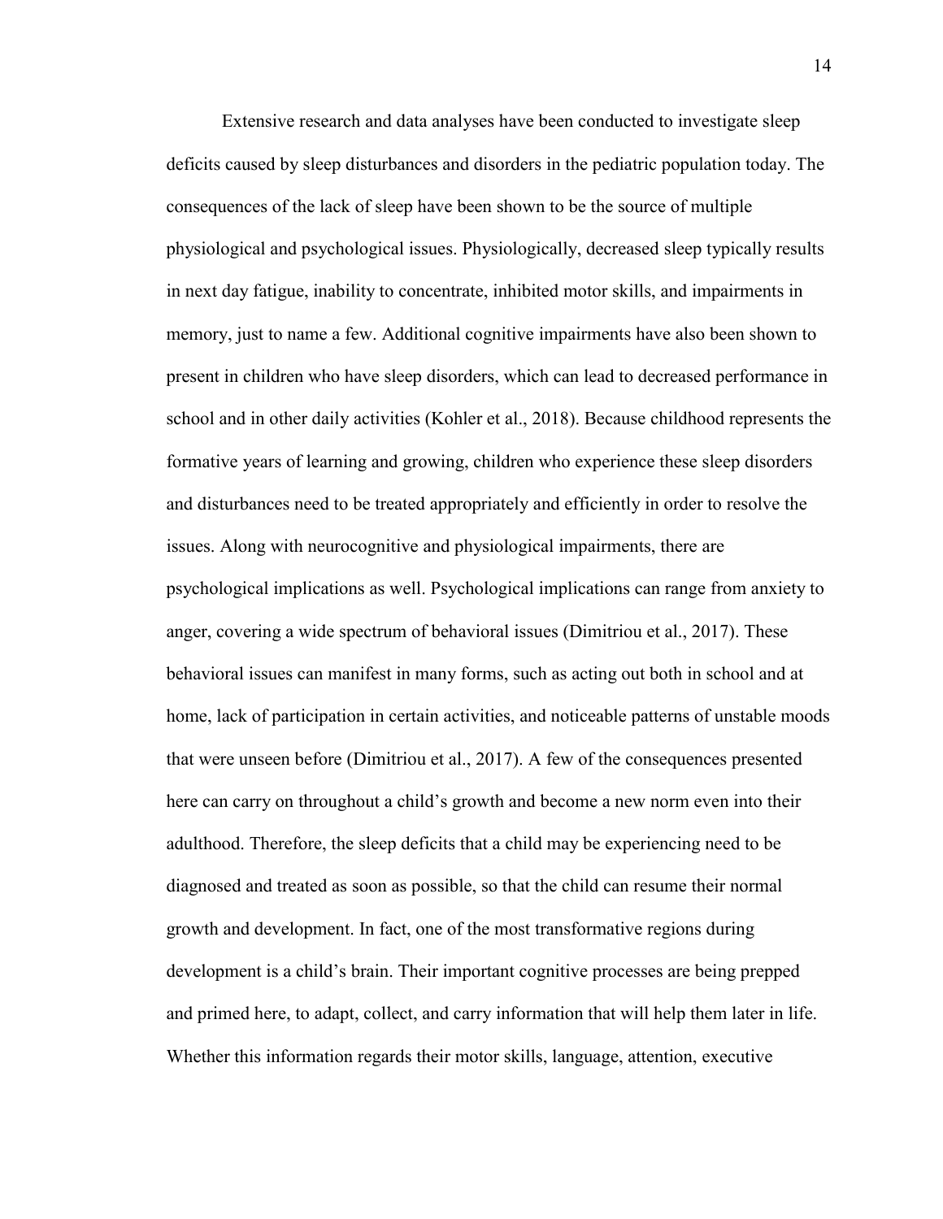Extensive research and data analyses have been conducted to investigate sleep deficits caused by sleep disturbances and disorders in the pediatric population today. The consequences of the lack of sleep have been shown to be the source of multiple physiological and psychological issues. Physiologically, decreased sleep typically results in next day fatigue, inability to concentrate, inhibited motor skills, and impairments in memory, just to name a few. Additional cognitive impairments have also been shown to present in children who have sleep disorders, which can lead to decreased performance in school and in other daily activities (Kohler et al., 2018). Because childhood represents the formative years of learning and growing, children who experience these sleep disorders and disturbances need to be treated appropriately and efficiently in order to resolve the issues. Along with neurocognitive and physiological impairments, there are psychological implications as well. Psychological implications can range from anxiety to anger, covering a wide spectrum of behavioral issues (Dimitriou et al., 2017). These behavioral issues can manifest in many forms, such as acting out both in school and at home, lack of participation in certain activities, and noticeable patterns of unstable moods that were unseen before (Dimitriou et al., 2017). A few of the consequences presented here can carry on throughout a child's growth and become a new norm even into their adulthood. Therefore, the sleep deficits that a child may be experiencing need to be diagnosed and treated as soon as possible, so that the child can resume their normal growth and development. In fact, one of the most transformative regions during development is a child's brain. Their important cognitive processes are being prepped and primed here, to adapt, collect, and carry information that will help them later in life. Whether this information regards their motor skills, language, attention, executive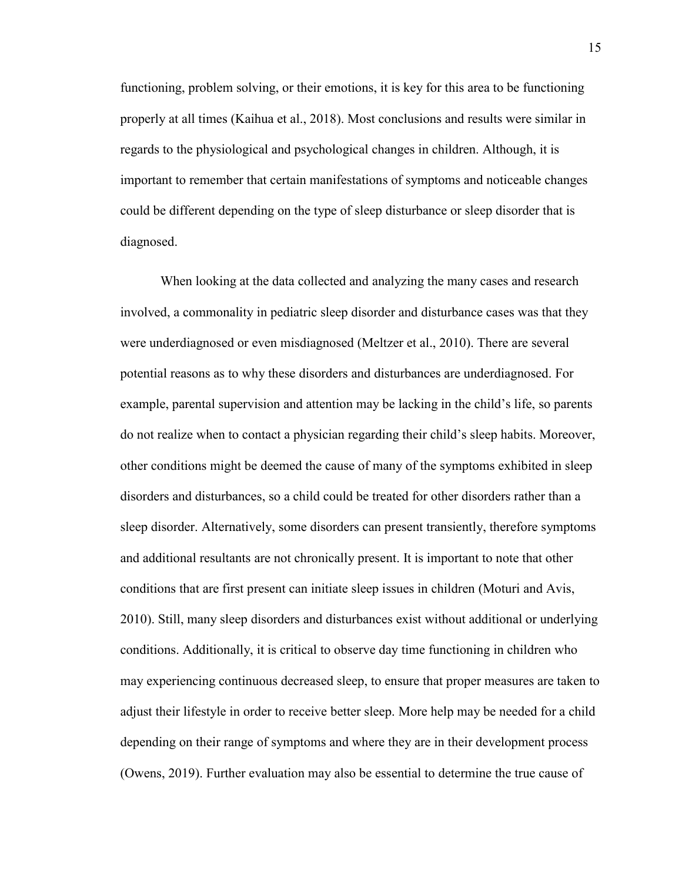functioning, problem solving, or their emotions, it is key for this area to be functioning properly at all times (Kaihua et al., 2018). Most conclusions and results were similar in regards to the physiological and psychological changes in children. Although, it is important to remember that certain manifestations of symptoms and noticeable changes could be different depending on the type of sleep disturbance or sleep disorder that is diagnosed.

When looking at the data collected and analyzing the many cases and research involved, a commonality in pediatric sleep disorder and disturbance cases was that they were underdiagnosed or even misdiagnosed (Meltzer et al., 2010). There are several potential reasons as to why these disorders and disturbances are underdiagnosed. For example, parental supervision and attention may be lacking in the child's life, so parents do not realize when to contact a physician regarding their child's sleep habits. Moreover, other conditions might be deemed the cause of many of the symptoms exhibited in sleep disorders and disturbances, so a child could be treated for other disorders rather than a sleep disorder. Alternatively, some disorders can present transiently, therefore symptoms and additional resultants are not chronically present. It is important to note that other conditions that are first present can initiate sleep issues in children (Moturi and Avis, 2010). Still, many sleep disorders and disturbances exist without additional or underlying conditions. Additionally, it is critical to observe day time functioning in children who may experiencing continuous decreased sleep, to ensure that proper measures are taken to adjust their lifestyle in order to receive better sleep. More help may be needed for a child depending on their range of symptoms and where they are in their development process (Owens, 2019). Further evaluation may also be essential to determine the true cause of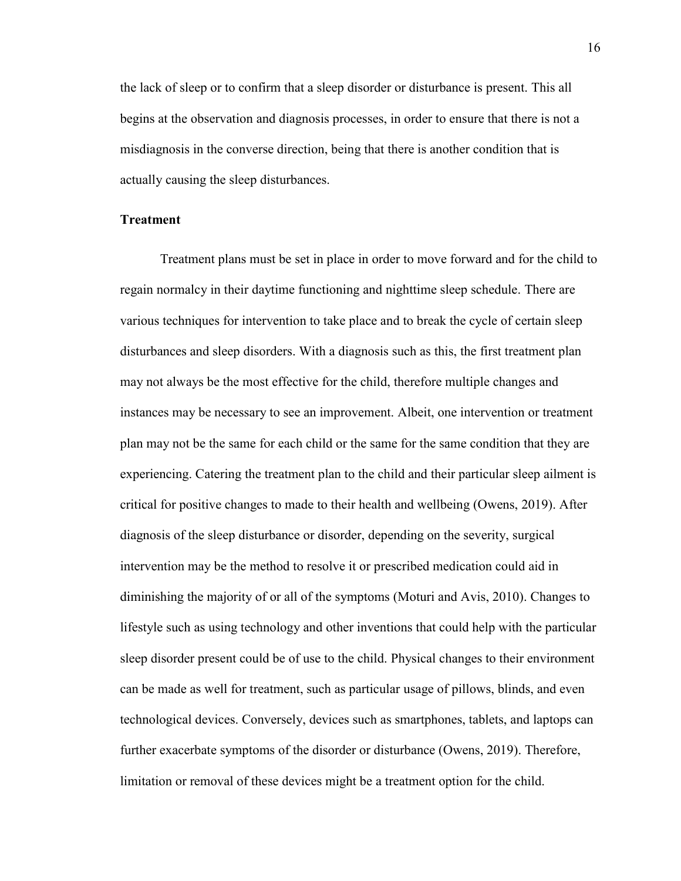the lack of sleep or to confirm that a sleep disorder or disturbance is present. This all begins at the observation and diagnosis processes, in order to ensure that there is not a misdiagnosis in the converse direction, being that there is another condition that is actually causing the sleep disturbances.

## Treatment

Treatment plans must be set in place in order to move forward and for the child to regain normalcy in their daytime functioning and nighttime sleep schedule. There are various techniques for intervention to take place and to break the cycle of certain sleep disturbances and sleep disorders. With a diagnosis such as this, the first treatment plan may not always be the most effective for the child, therefore multiple changes and instances may be necessary to see an improvement. Albeit, one intervention or treatment plan may not be the same for each child or the same for the same condition that they are experiencing. Catering the treatment plan to the child and their particular sleep ailment is critical for positive changes to made to their health and wellbeing (Owens, 2019). After diagnosis of the sleep disturbance or disorder, depending on the severity, surgical intervention may be the method to resolve it or prescribed medication could aid in diminishing the majority of or all of the symptoms (Moturi and Avis, 2010). Changes to lifestyle such as using technology and other inventions that could help with the particular sleep disorder present could be of use to the child. Physical changes to their environment can be made as well for treatment, such as particular usage of pillows, blinds, and even technological devices. Conversely, devices such as smartphones, tablets, and laptops can further exacerbate symptoms of the disorder or disturbance (Owens, 2019). Therefore, limitation or removal of these devices might be a treatment option for the child.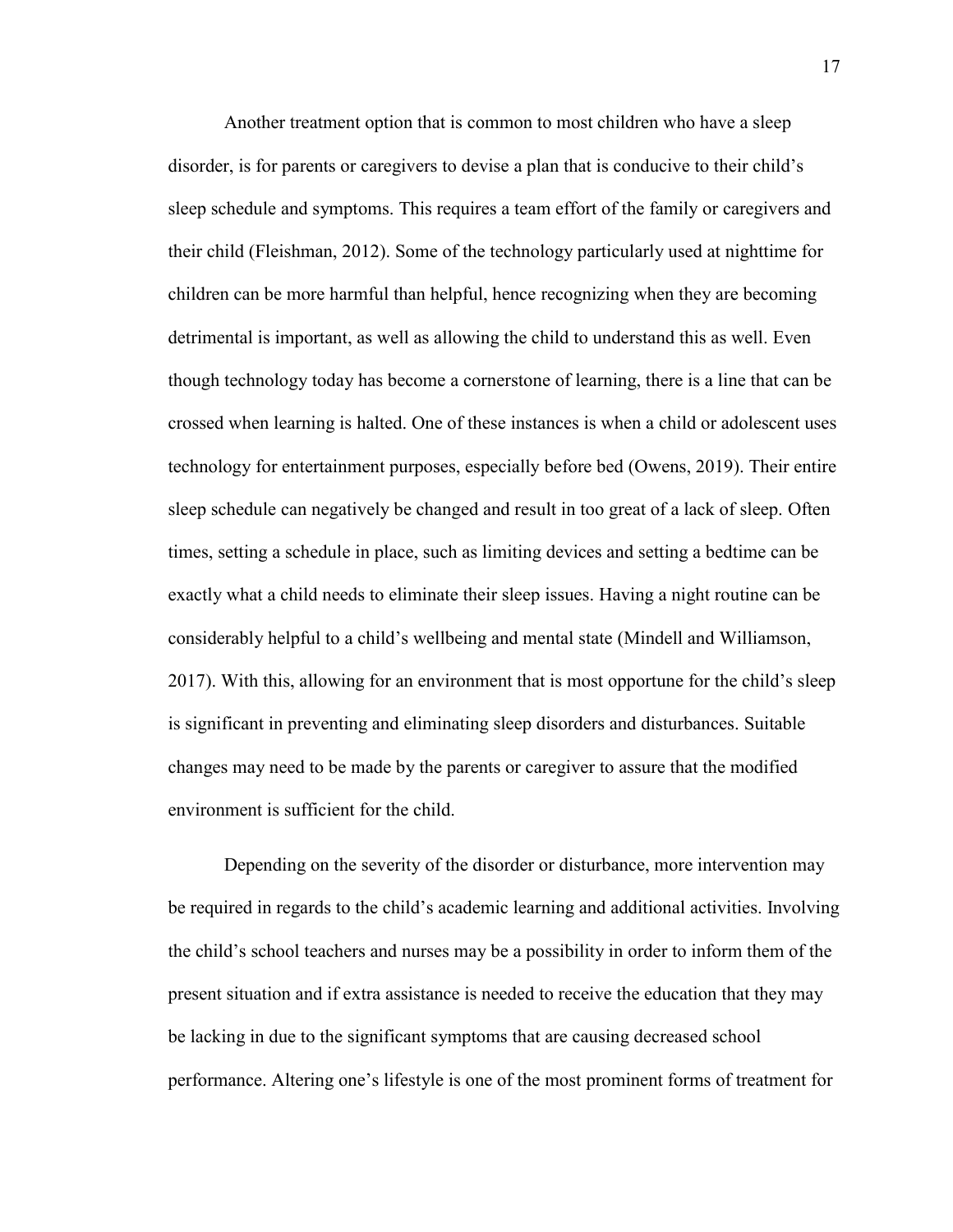Another treatment option that is common to most children who have a sleep disorder, is for parents or caregivers to devise a plan that is conducive to their child's sleep schedule and symptoms. This requires a team effort of the family or caregivers and their child (Fleishman, 2012). Some of the technology particularly used at nighttime for children can be more harmful than helpful, hence recognizing when they are becoming detrimental is important, as well as allowing the child to understand this as well. Even though technology today has become a cornerstone of learning, there is a line that can be crossed when learning is halted. One of these instances is when a child or adolescent uses technology for entertainment purposes, especially before bed (Owens, 2019). Their entire sleep schedule can negatively be changed and result in too great of a lack of sleep. Often times, setting a schedule in place, such as limiting devices and setting a bedtime can be exactly what a child needs to eliminate their sleep issues. Having a night routine can be considerably helpful to a child's wellbeing and mental state (Mindell and Williamson, 2017). With this, allowing for an environment that is most opportune for the child's sleep is significant in preventing and eliminating sleep disorders and disturbances. Suitable changes may need to be made by the parents or caregiver to assure that the modified environment is sufficient for the child.

Depending on the severity of the disorder or disturbance, more intervention may be required in regards to the child's academic learning and additional activities. Involving the child's school teachers and nurses may be a possibility in order to inform them of the present situation and if extra assistance is needed to receive the education that they may be lacking in due to the significant symptoms that are causing decreased school performance. Altering one's lifestyle is one of the most prominent forms of treatment for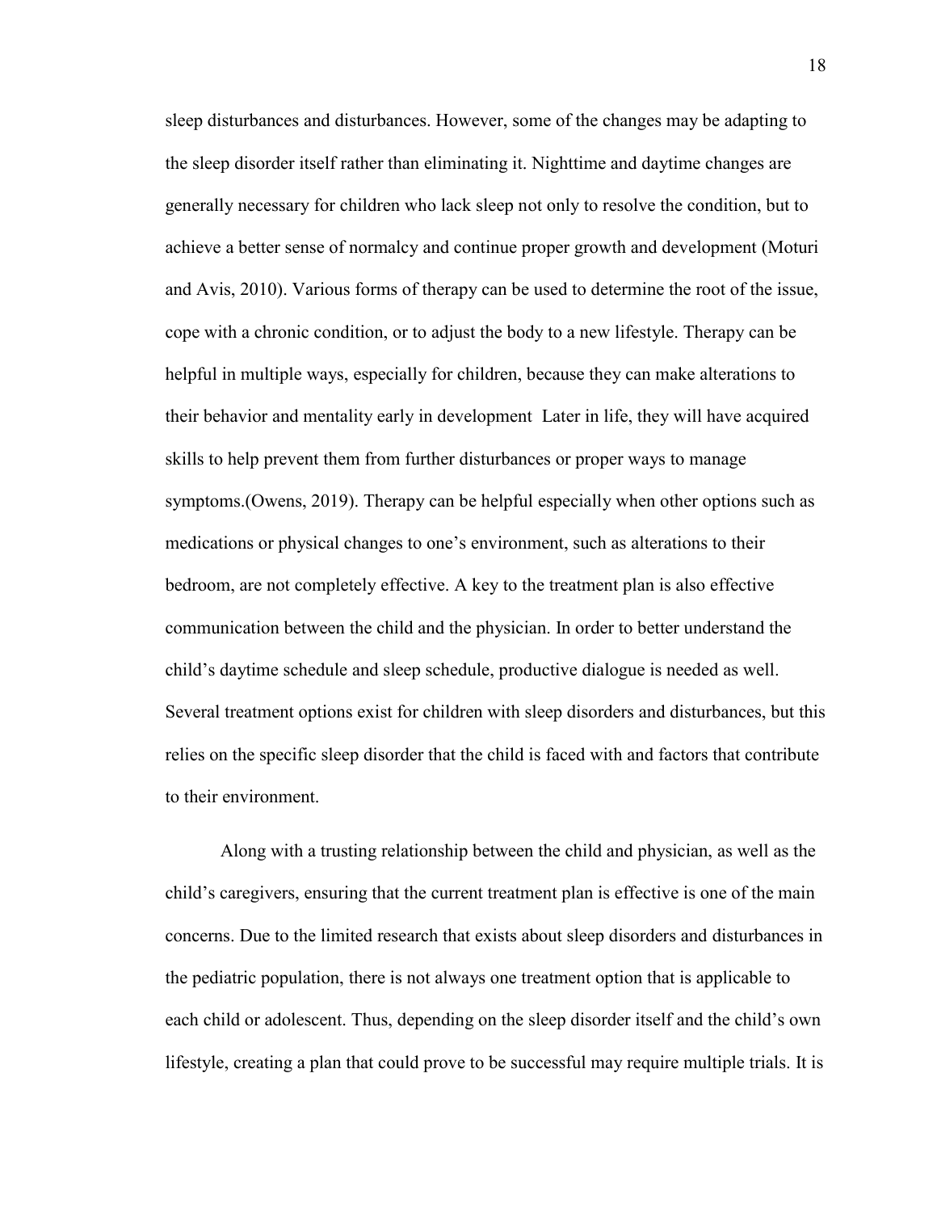sleep disturbances and disturbances. However, some of the changes may be adapting to the sleep disorder itself rather than eliminating it. Nighttime and daytime changes are generally necessary for children who lack sleep not only to resolve the condition, but to achieve a better sense of normalcy and continue proper growth and development (Moturi and Avis, 2010). Various forms of therapy can be used to determine the root of the issue, cope with a chronic condition, or to adjust the body to a new lifestyle. Therapy can be helpful in multiple ways, especially for children, because they can make alterations to their behavior and mentality early in development  Later in life, they will have acquired skills to help prevent them from further disturbances or proper ways to manage symptoms.(Owens, 2019). Therapy can be helpful especially when other options such as medications or physical changes to one's environment, such as alterations to their bedroom, are not completely effective. A key to the treatment plan is also effective communication between the child and the physician. In order to better understand the child's daytime schedule and sleep schedule, productive dialogue is needed as well. Several treatment options exist for children with sleep disorders and disturbances, but this relies on the specific sleep disorder that the child is faced with and factors that contribute to their environment.

Along with a trusting relationship between the child and physician, as well as the child's caregivers, ensuring that the current treatment plan is effective is one of the main concerns. Due to the limited research that exists about sleep disorders and disturbances in the pediatric population, there is not always one treatment option that is applicable to each child or adolescent. Thus, depending on the sleep disorder itself and the child's own lifestyle, creating a plan that could prove to be successful may require multiple trials. It is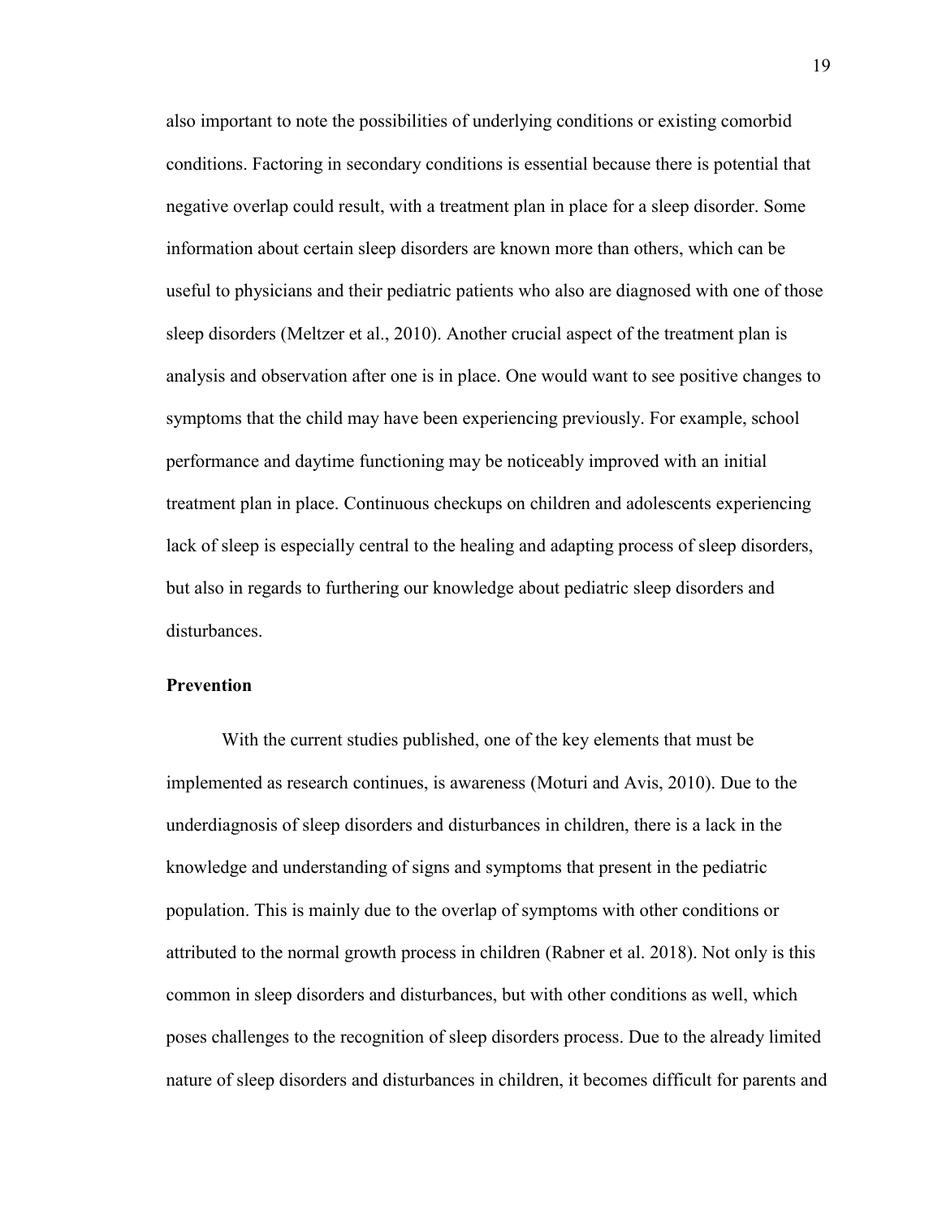also important to note the possibilities of underlying conditions or existing comorbid conditions. Factoring in secondary conditions is essential because there is potential that negative overlap could result, with a treatment plan in place for a sleep disorder. Some information about certain sleep disorders are known more than others, which can be useful to physicians and their pediatric patients who also are diagnosed with one of those sleep disorders (Meltzer et al., 2010). Another crucial aspect of the treatment plan is analysis and observation after one is in place. One would want to see positive changes to symptoms that the child may have been experiencing previously. For example, school performance and daytime functioning may be noticeably improved with an initial treatment plan in place. Continuous checkups on children and adolescents experiencing lack of sleep is especially central to the healing and adapting process of sleep disorders, but also in regards to furthering our knowledge about pediatric sleep disorders and disturbances.

**Prevention**

With the current studies published, one of the key elements that must be implemented as research continues, is awareness (Moturi and Avis, 2010). Due to the underdiagnosis of sleep disorders and disturbances in children, there is a lack in the knowledge and understanding of signs and symptoms that present in the pediatric population. This is mainly due to the overlap of symptoms with other conditions or attributed to the normal growth process in children (Rabner et al. 2018). Not only is this common in sleep disorders and disturbances, but with other conditions as well, which poses challenges to the recognition of sleep disorders process. Due to the already limited nature of sleep disorders and disturbances in children, it becomes difficult for parents and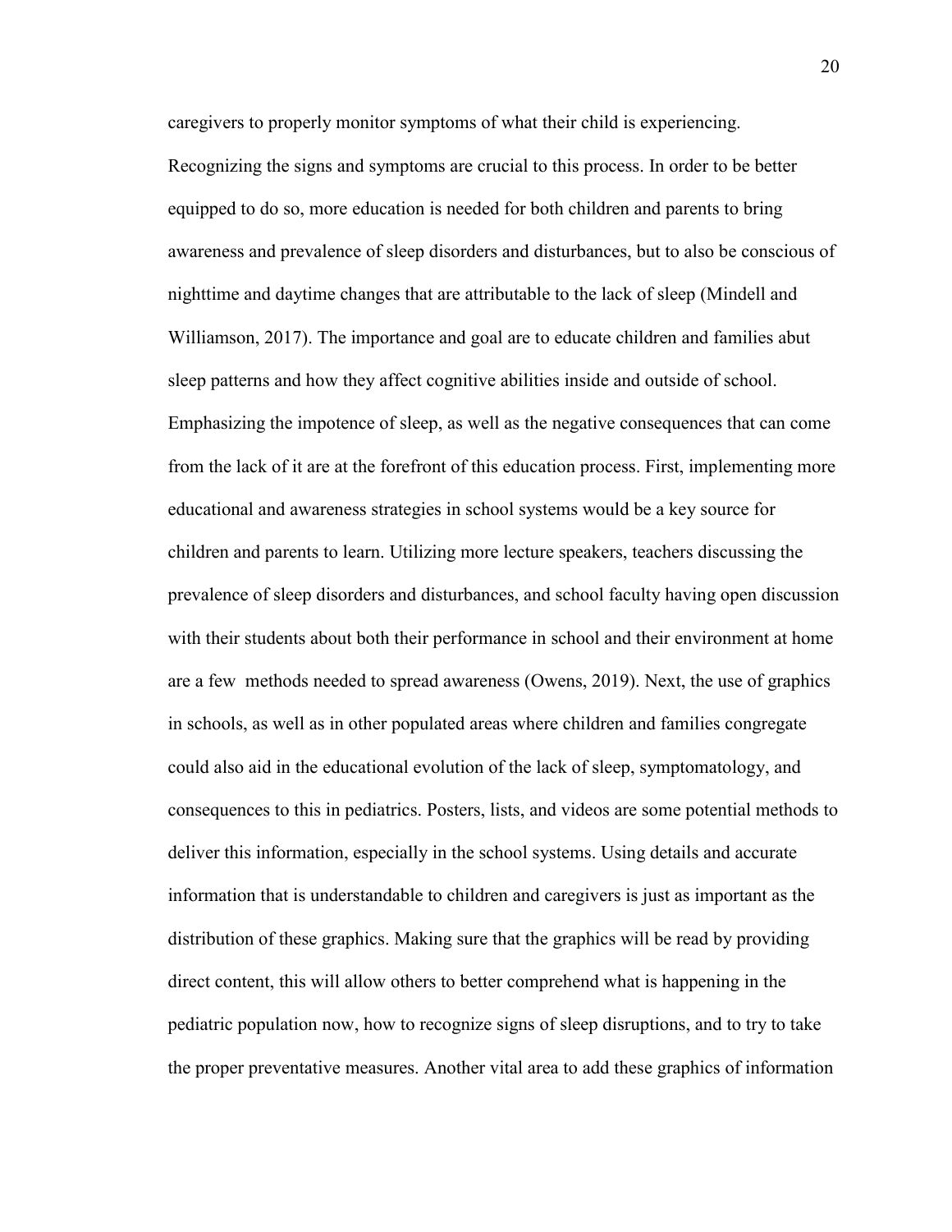caregivers to properly monitor symptoms of what their child is experiencing. Recognizing the signs and symptoms are crucial to this process. In order to be better equipped to do so, more education is needed for both children and parents to bring awareness and prevalence of sleep disorders and disturbances, but to also be conscious of nighttime and daytime changes that are attributable to the lack of sleep (Mindell and Williamson, 2017). The importance and goal are to educate children and families abut sleep patterns and how they affect cognitive abilities inside and outside of school. Emphasizing the impotence of sleep, as well as the negative consequences that can come from the lack of it are at the forefront of this education process. First, implementing more educational and awareness strategies in school systems would be a key source for children and parents to learn. Utilizing more lecture speakers, teachers discussing the prevalence of sleep disorders and disturbances, and school faculty having open discussion with their students about both their performance in school and their environment at home are a few methods needed to spread awareness (Owens, 2019). Next, the use of graphics in schools, as well as in other populated areas where children and families congregate could also aid in the educational evolution of the lack of sleep, symptomatology, and consequences to this in pediatrics. Posters, lists, and videos are some potential methods to deliver this information, especially in the school systems. Using details and accurate information that is understandable to children and caregivers is just as important as the distribution of these graphics. Making sure that the graphics will be read by providing direct content, this will allow others to better comprehend what is happening in the pediatric population now, how to recognize signs of sleep disruptions, and to try to take the proper preventative measures. Another vital area to add these graphics of information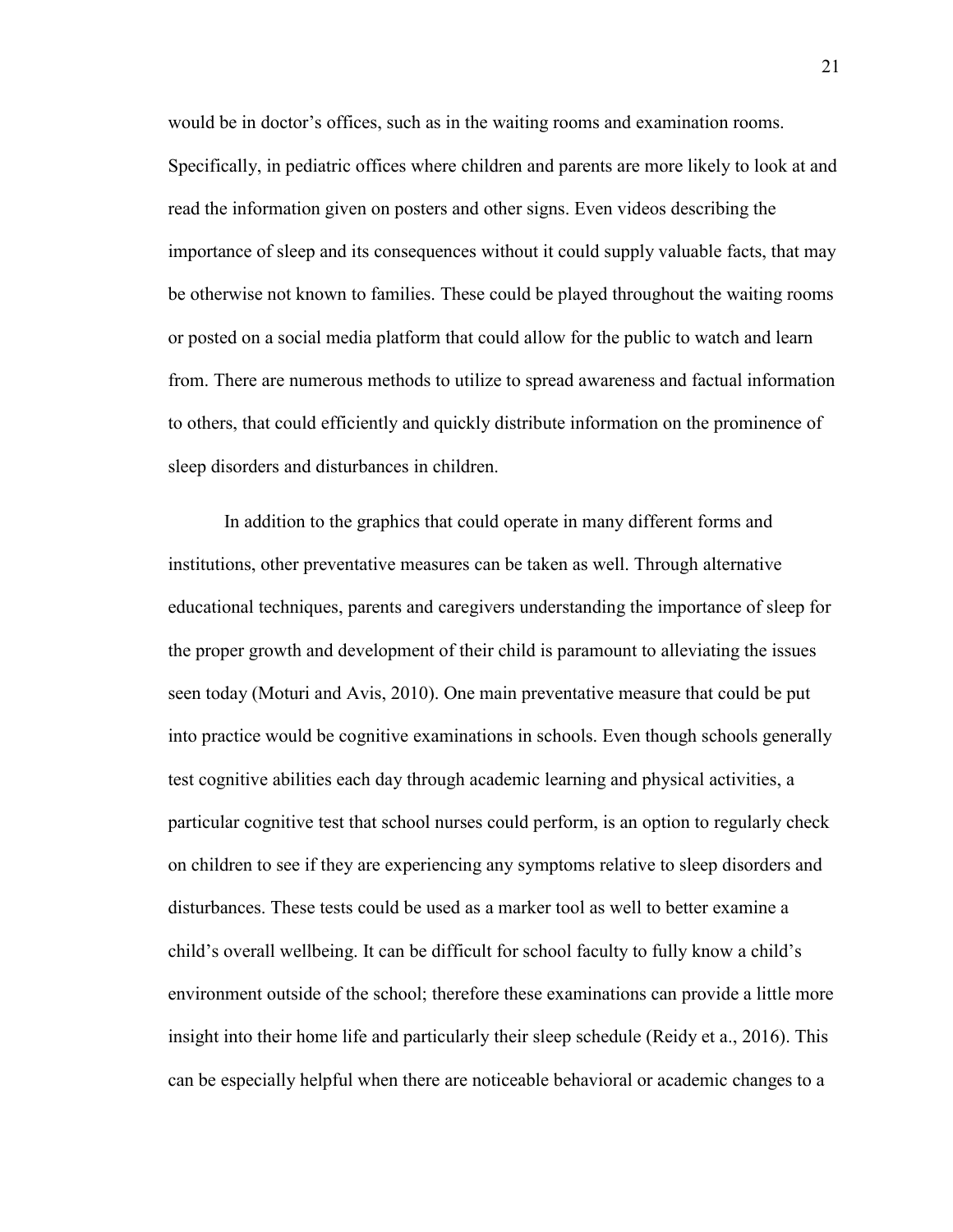would be in doctor's offices, such as in the waiting rooms and examination rooms. Specifically, in pediatric offices where children and parents are more likely to look at and read the information given on posters and other signs. Even videos describing the importance of sleep and its consequences without it could supply valuable facts, that may be otherwise not known to families. These could be played throughout the waiting rooms or posted on a social media platform that could allow for the public to watch and learn from. There are numerous methods to utilize to spread awareness and factual information to others, that could efficiently and quickly distribute information on the prominence of sleep disorders and disturbances in children.

In addition to the graphics that could operate in many different forms and institutions, other preventative measures can be taken as well. Through alternative educational techniques, parents and caregivers understanding the importance of sleep for the proper growth and development of their child is paramount to alleviating the issues seen today (Moturi and Avis, 2010). One main preventative measure that could be put into practice would be cognitive examinations in schools. Even though schools generally test cognitive abilities each day through academic learning and physical activities, a particular cognitive test that school nurses could perform, is an option to regularly check on children to see if they are experiencing any symptoms relative to sleep disorders and disturbances. These tests could be used as a marker tool as well to better examine a child's overall wellbeing. It can be difficult for school faculty to fully know a child's environment outside of the school; therefore these examinations can provide a little more insight into their home life and particularly their sleep schedule (Reidy et a., 2016). This can be especially helpful when there are noticeable behavioral or academic changes to a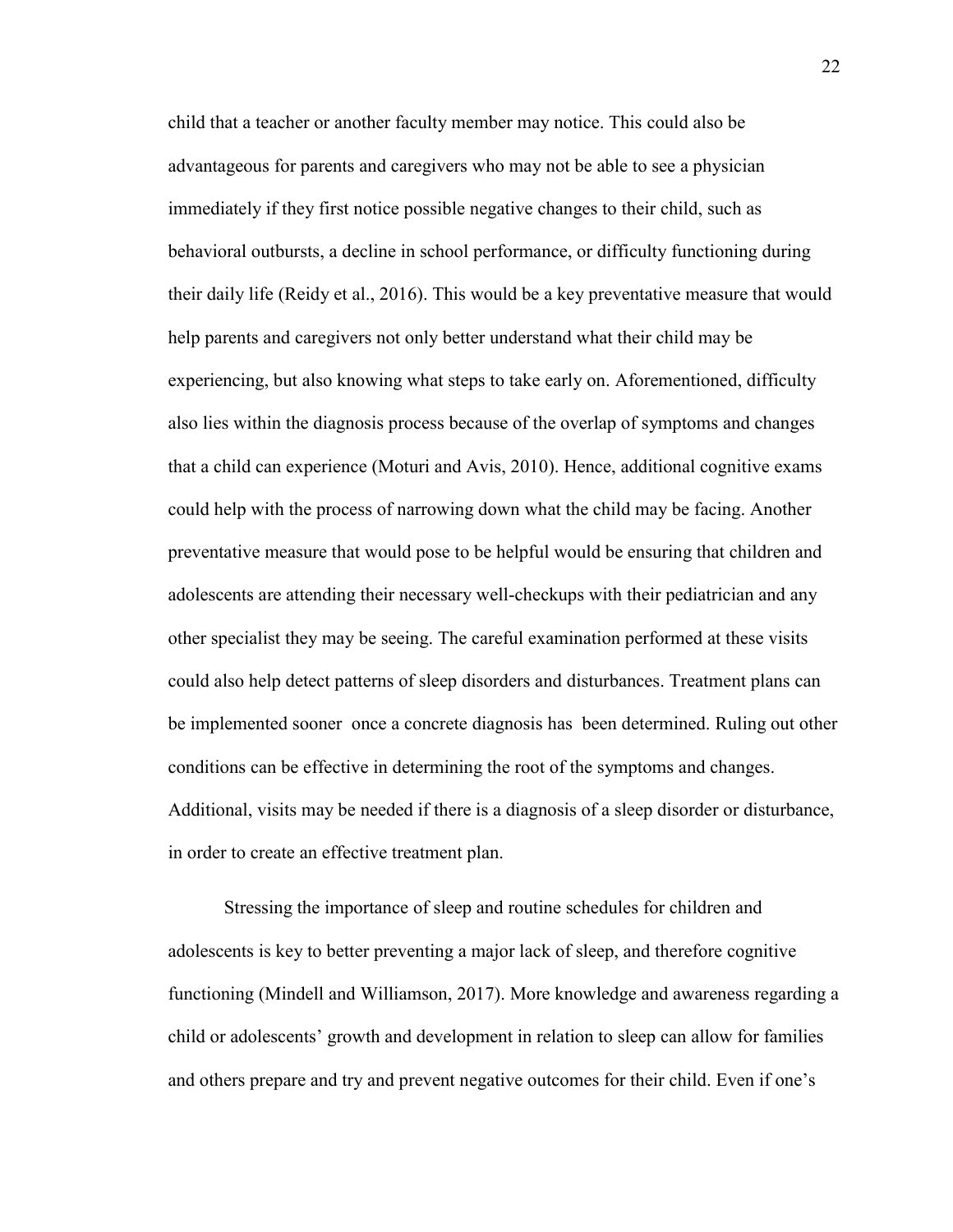child that a teacher or another faculty member may notice. This could also be advantageous for parents and caregivers who may not be able to see a physician immediately if they first notice possible negative changes to their child, such as behavioral outbursts, a decline in school performance, or difficulty functioning during their daily life (Reidy et al., 2016). This would be a key preventative measure that would help parents and caregivers not only better understand what their child may be experiencing, but also knowing what steps to take early on. Aforementioned, difficulty also lies within the diagnosis process because of the overlap of symptoms and changes that a child can experience (Moturi and Avis, 2010). Hence, additional cognitive exams could help with the process of narrowing down what the child may be facing. Another preventative measure that would pose to be helpful would be ensuring that children and adolescents are attending their necessary well-checkups with their pediatrician and any other specialist they may be seeing. The careful examination performed at these visits could also help detect patterns of sleep disorders and disturbances. Treatment plans can be implemented sooner once a concrete diagnosis has been determined. Ruling out other conditions can be effective in determining the root of the symptoms and changes. Additional, visits may be needed if there is a diagnosis of a sleep disorder or disturbance, in order to create an effective treatment plan.

Stressing the importance of sleep and routine schedules for children and adolescents is key to better preventing a major lack of sleep, and therefore cognitive functioning (Mindell and Williamson, 2017). More knowledge and awareness regarding a child or adolescents' growth and development in relation to sleep can allow for families and others prepare and try and prevent negative outcomes for their child. Even if one's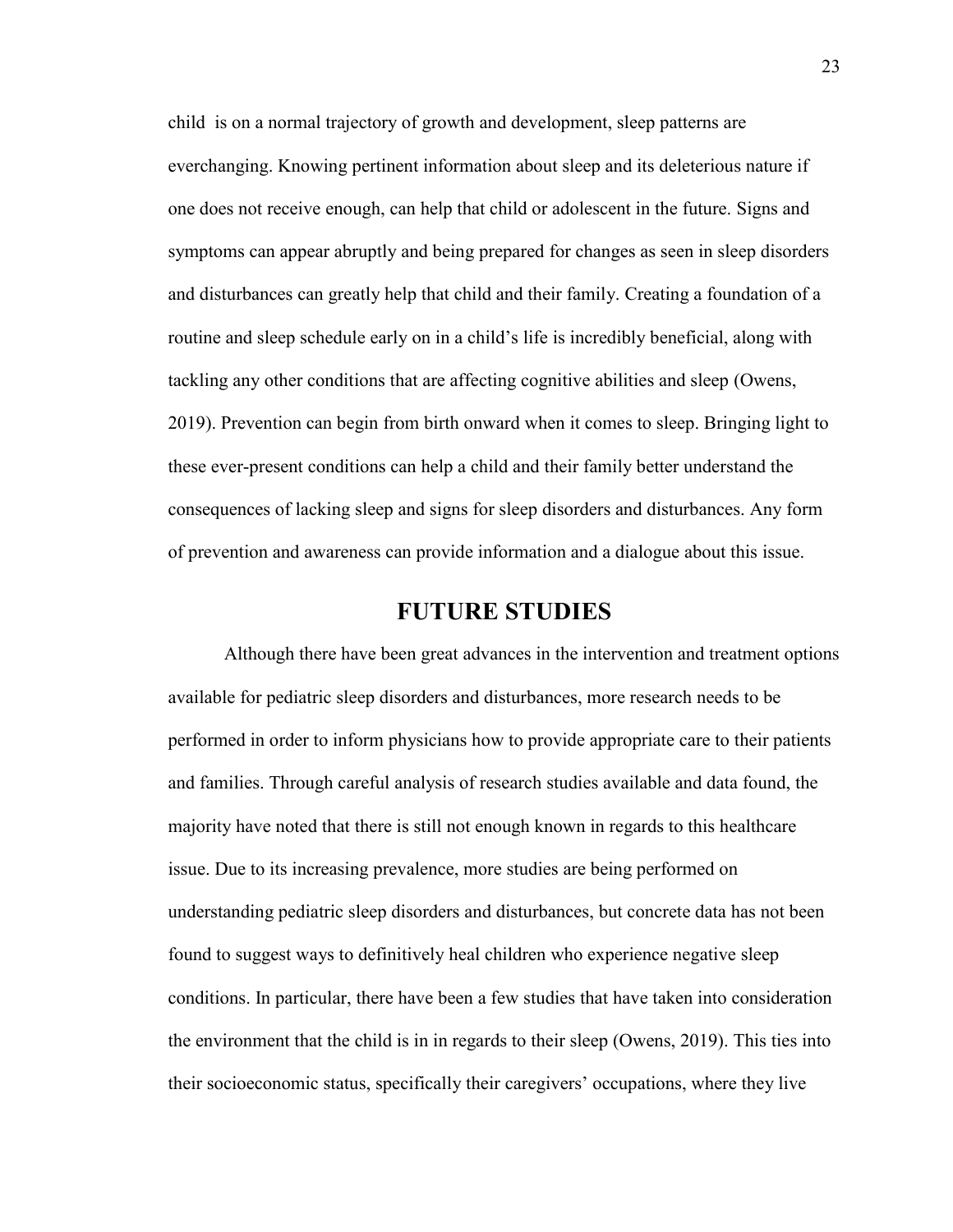child is on a normal trajectory of growth and development, sleep patterns are everchanging. Knowing pertinent information about sleep and its deleterious nature if one does not receive enough, can help that child or adolescent in the future. Signs and symptoms can appear abruptly and being prepared for changes as seen in sleep disorders and disturbances can greatly help that child and their family. Creating a foundation of a routine and sleep schedule early on in a child's life is incredibly beneficial, along with tackling any other conditions that are affecting cognitive abilities and sleep (Owens, 2019). Prevention can begin from birth onward when it comes to sleep. Bringing light to these ever-present conditions can help a child and their family better understand the consequences of lacking sleep and signs for sleep disorders and disturbances. Any form of prevention and awareness can provide information and a dialogue about this issue.

## FUTURE STUDIES

Although there have been great advances in the intervention and treatment options available for pediatric sleep disorders and disturbances, more research needs to be performed in order to inform physicians how to provide appropriate care to their patients and families. Through careful analysis of research studies available and data found, the majority have noted that there is still not enough known in regards to this healthcare issue. Due to its increasing prevalence, more studies are being performed on understanding pediatric sleep disorders and disturbances, but concrete data has not been found to suggest ways to definitively heal children who experience negative sleep conditions. In particular, there have been a few studies that have taken into consideration the environment that the child is in in regards to their sleep (Owens, 2019). This ties into their socioeconomic status, specifically their caregivers' occupations, where they live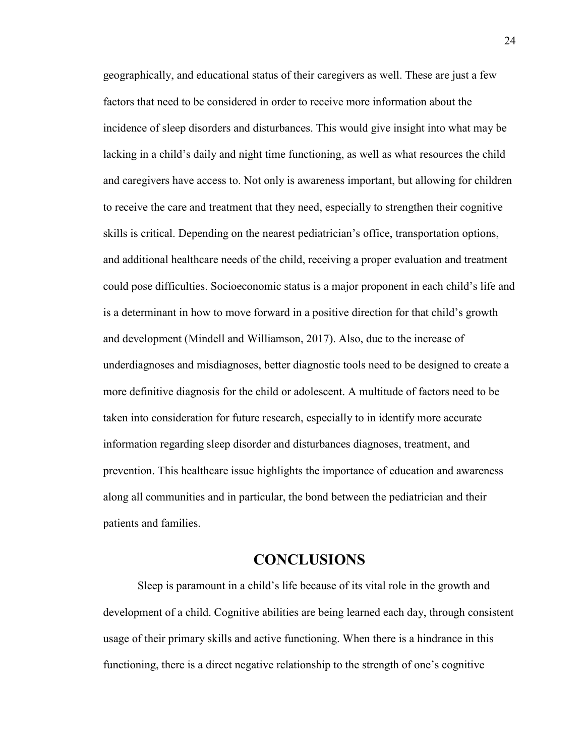geographically, and educational status of their caregivers as well. These are just a few factors that need to be considered in order to receive more information about the incidence of sleep disorders and disturbances. This would give insight into what may be lacking in a child's daily and night time functioning, as well as what resources the child and caregivers have access to. Not only is awareness important, but allowing for children to receive the care and treatment that they need, especially to strengthen their cognitive skills is critical. Depending on the nearest pediatrician's office, transportation options, and additional healthcare needs of the child, receiving a proper evaluation and treatment could pose difficulties. Socioeconomic status is a major proponent in each child's life and is a determinant in how to move forward in a positive direction for that child's growth and development (Mindell and Williamson, 2017). Also, due to the increase of underdiagnoses and misdiagnoses, better diagnostic tools need to be designed to create a more definitive diagnosis for the child or adolescent. A multitude of factors need to be taken into consideration for future research, especially to in identify more accurate information regarding sleep disorder and disturbances diagnoses, treatment, and prevention. This healthcare issue highlights the importance of education and awareness along all communities and in particular, the bond between the pediatrician and their patients and families.

# CONCLUSIONS

Sleep is paramount in a child's life because of its vital role in the growth and development of a child. Cognitive abilities are being learned each day, through consistent usage of their primary skills and active functioning. When there is a hindrance in this functioning, there is a direct negative relationship to the strength of one's cognitive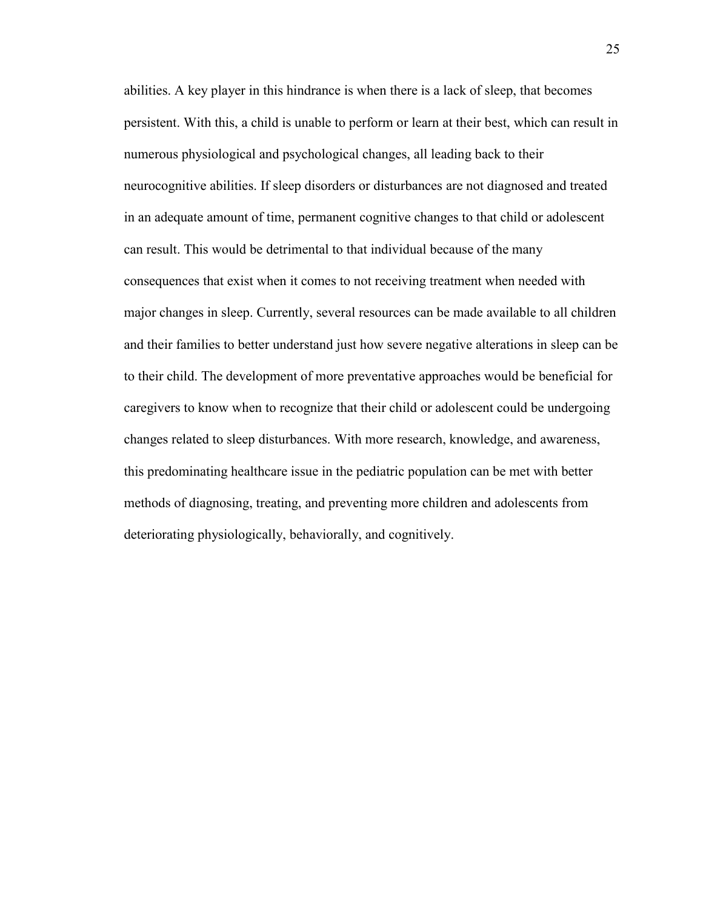abilities. A key player in this hindrance is when there is a lack of sleep, that becomes persistent. With this, a child is unable to perform or learn at their best, which can result in numerous physiological and psychological changes, all leading back to their neurocognitive abilities. If sleep disorders or disturbances are not diagnosed and treated in an adequate amount of time, permanent cognitive changes to that child or adolescent can result. This would be detrimental to that individual because of the many consequences that exist when it comes to not receiving treatment when needed with major changes in sleep. Currently, several resources can be made available to all children and their families to better understand just how severe negative alterations in sleep can be to their child. The development of more preventative approaches would be beneficial for caregivers to know when to recognize that their child or adolescent could be undergoing changes related to sleep disturbances. With more research, knowledge, and awareness, this predominating healthcare issue in the pediatric population can be met with better methods of diagnosing, treating, and preventing more children and adolescents from deteriorating physiologically, behaviorally, and cognitively.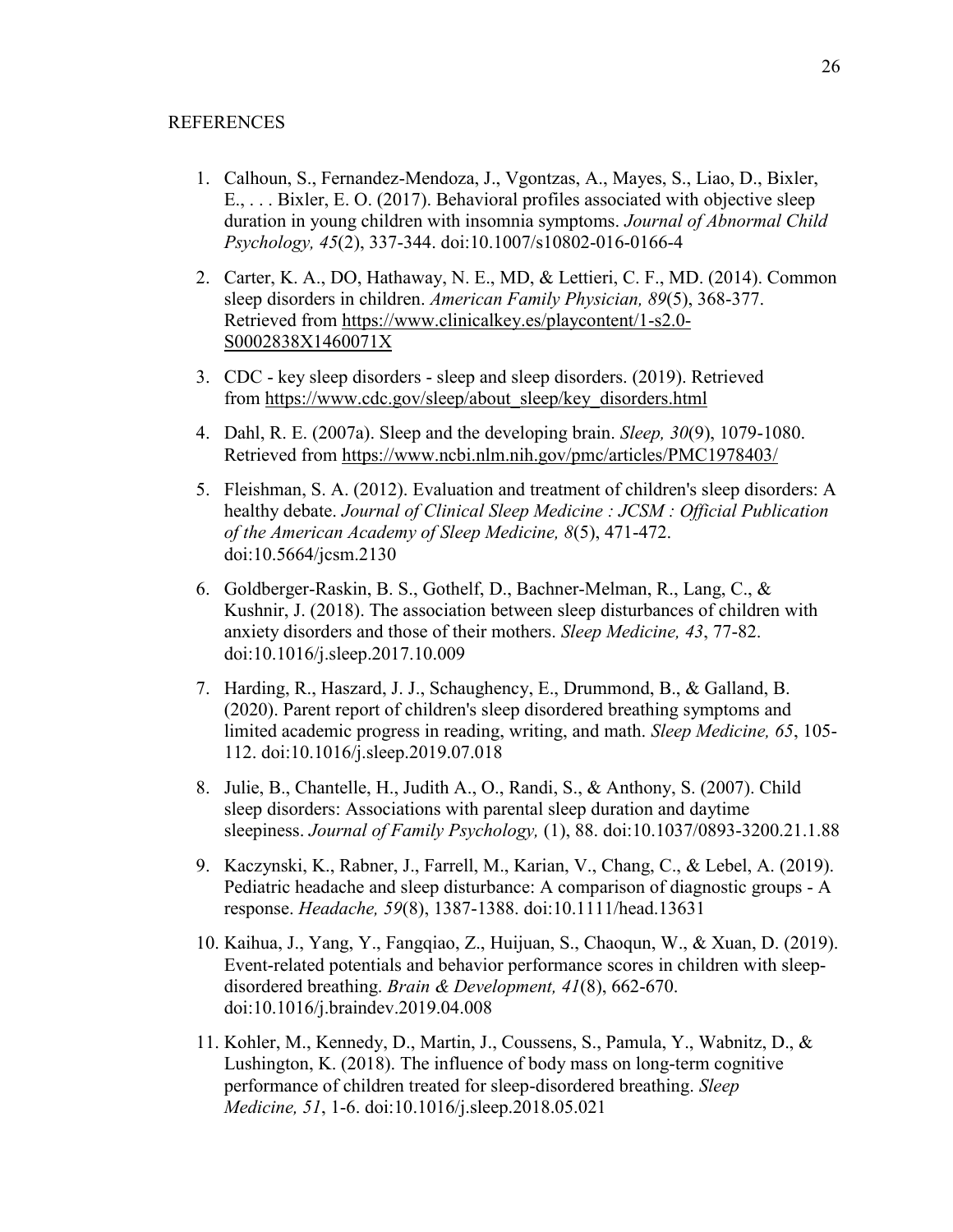# REFERENCES

1. Calhoun, S., Fernandez-Mendoza, J., Vgontzas, A., Mayes, S., Liao, D., Bixler, E., . . . Bixler, E. O. (2017). Behavioral profiles associated with objective sleep duration in young children with insomnia symptoms. *Journal of Abnormal Child Psychology, 45*(2), 337-344. doi:10.1007/s10802-016-0166-4

2. Carter, K. A., DO, Hathaway, N. E., MD, & Lettieri, C. F., MD. (2014). Common sleep disorders in children. *American Family Physician, 89*(5), 368-377. Retrieved from https://www.clinicalkey.es/playcontent/1-s2.0-S0002838X1460071X

3. CDC - key sleep disorders - sleep and sleep disorders. (2019). Retrieved from https://www.cdc.gov/sleep/about_sleep/key_disorders.html

4. Dahl, R. E. (2007a). Sleep and the developing brain. *Sleep, 30*(9), 1079-1080. Retrieved from https://www.ncbi.nlm.nih.gov/pmc/articles/PMC1978403/

5. Fleishman, S. A. (2012). Evaluation and treatment of children's sleep disorders: A healthy debate. *Journal of Clinical Sleep Medicine : JCSM : Official Publication of the American Academy of Sleep Medicine, 8*(5), 471-472. doi:10.5664/jcsm.2130

6. Goldberger-Raskin, B. S., Gothelf, D., Bachner-Melman, R., Lang, C., & Kushnir, J. (2018). The association between sleep disturbances of children with anxiety disorders and those of their mothers. *Sleep Medicine, 43*, 77-82. doi:10.1016/j.sleep.2017.10.009

7. Harding, R., Haszard, J. J., Schaughency, E., Drummond, B., & Galland, B. (2020). Parent report of children's sleep disordered breathing symptoms and limited academic progress in reading, writing, and math. *Sleep Medicine, 65*, 105-112. doi:10.1016/j.sleep.2019.07.018

8. Julie, B., Chantelle, H., Judith A., O., Randi, S., & Anthony, S. (2007). Child sleep disorders: Associations with parental sleep duration and daytime sleepiness. *Journal of Family Psychology,* (1), 88. doi:10.1037/0893-3200.21.1.88

9. Kaczynski, K., Rabner, J., Farrell, M., Karian, V., Chang, C., & Lebel, A. (2019). Pediatric headache and sleep disturbance: A comparison of diagnostic groups - A response. *Headache, 59*(8), 1387-1388. doi:10.1111/head.13631

10. Kaihua, J., Yang, Y., Fangqiao, Z., Huijuan, S., Chaoqun, W., & Xuan, D. (2019). Event-related potentials and behavior performance scores in children with sleep-disordered breathing. *Brain & Development, 41*(8), 662-670. doi:10.1016/j.braindev.2019.04.008

11. Kohler, M., Kennedy, D., Martin, J., Coussens, S., Pamula, Y., Wabnitz, D., & Lushington, K. (2018). The influence of body mass on long-term cognitive performance of children treated for sleep-disordered breathing. *Sleep Medicine, 51*, 1-6. doi:10.1016/j.sleep.2018.05.021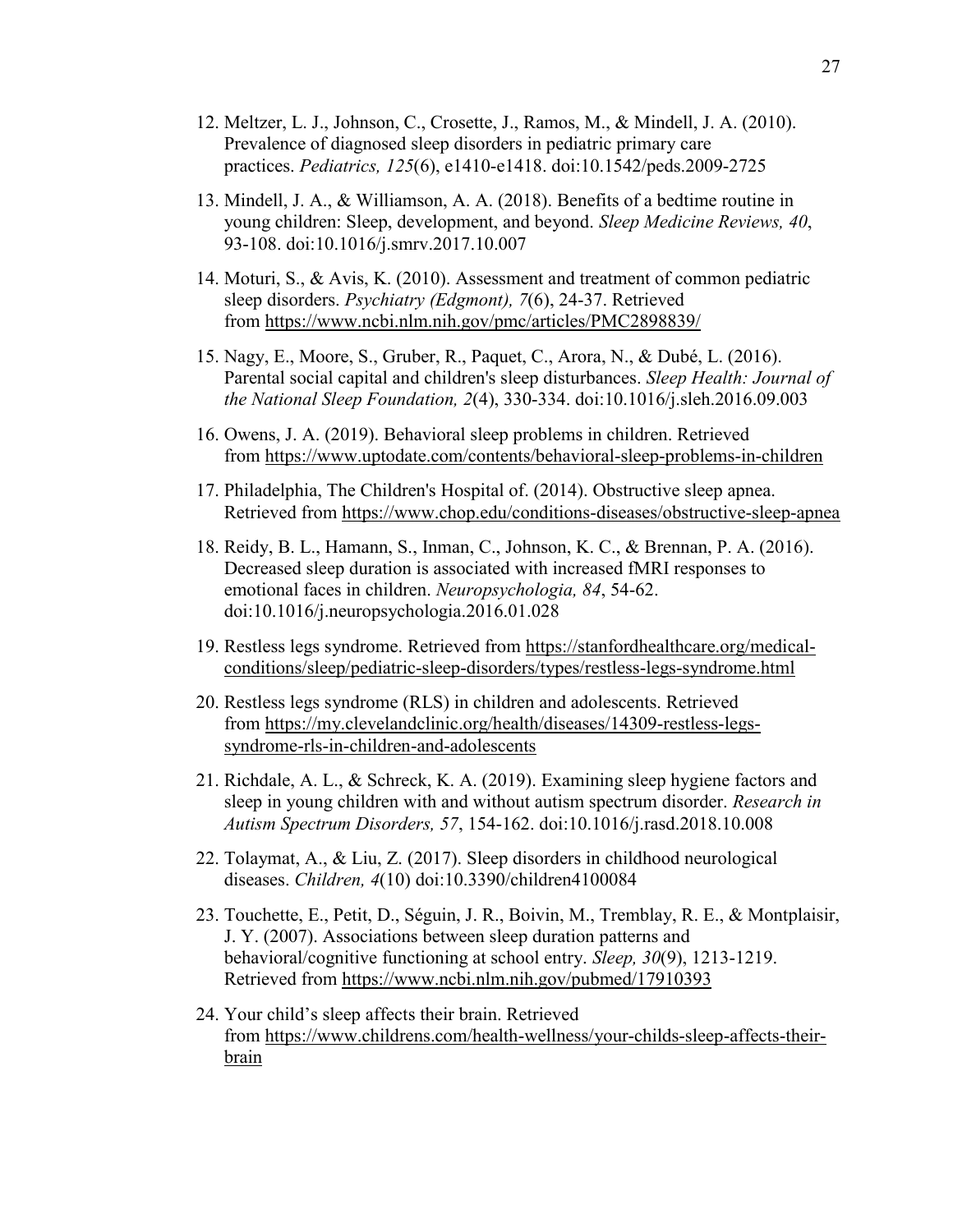12. Meltzer, L. J., Johnson, C., Crosette, J., Ramos, M., & Mindell, J. A. (2010). Prevalence of diagnosed sleep disorders in pediatric primary care practices. *Pediatrics, 125*(6), e1410-e1418. doi:10.1542/peds.2009-2725

13. Mindell, J. A., & Williamson, A. A. (2018). Benefits of a bedtime routine in young children: Sleep, development, and beyond. *Sleep Medicine Reviews, 40*, 93-108. doi:10.1016/j.smrv.2017.10.007

14. Moturi, S., & Avis, K. (2010). Assessment and treatment of common pediatric sleep disorders. *Psychiatry (Edgmont), 7*(6), 24-37. Retrieved from https://www.ncbi.nlm.nih.gov/pmc/articles/PMC2898839/

15. Nagy, E., Moore, S., Gruber, R., Paquet, C., Arora, N., & Dubé, L. (2016). Parental social capital and children's sleep disturbances. *Sleep Health: Journal of the National Sleep Foundation, 2*(4), 330-334. doi:10.1016/j.sleh.2016.09.003

16. Owens, J. A. (2019). Behavioral sleep problems in children. Retrieved from https://www.uptodate.com/contents/behavioral-sleep-problems-in-children

17. Philadelphia, The Children's Hospital of. (2014). Obstructive sleep apnea. Retrieved from https://www.chop.edu/conditions-diseases/obstructive-sleep-apnea

18. Reidy, B. L., Hamann, S., Inman, C., Johnson, K. C., & Brennan, P. A. (2016). Decreased sleep duration is associated with increased fMRI responses to emotional faces in children. *Neuropsychologia, 84*, 54-62. doi:10.1016/j.neuropsychologia.2016.01.028

19. Restless legs syndrome. Retrieved from https://stanfordhealthcare.org/medical-conditions/sleep/pediatric-sleep-disorders/types/restless-legs-syndrome.html

20. Restless legs syndrome (RLS) in children and adolescents. Retrieved from https://my.clevelandclinic.org/health/diseases/14309-restless-legs-syndrome-rls-in-children-and-adolescents

21. Richdale, A. L., & Schreck, K. A. (2019). Examining sleep hygiene factors and sleep in young children with and without autism spectrum disorder. *Research in Autism Spectrum Disorders, 57*, 154-162. doi:10.1016/j.rasd.2018.10.008

22. Tolaymat, A., & Liu, Z. (2017). Sleep disorders in childhood neurological diseases. *Children, 4*(10) doi:10.3390/children4100084

23. Touchette, E., Petit, D., Séguin, J. R., Boivin, M., Tremblay, R. E., & Montplaisir, J. Y. (2007). Associations between sleep duration patterns and behavioral/cognitive functioning at school entry. *Sleep, 30*(9), 1213-1219. Retrieved from https://www.ncbi.nlm.nih.gov/pubmed/17910393

24. Your child's sleep affects their brain. Retrieved from https://www.childrens.com/health-wellness/your-childs-sleep-affects-their-brain